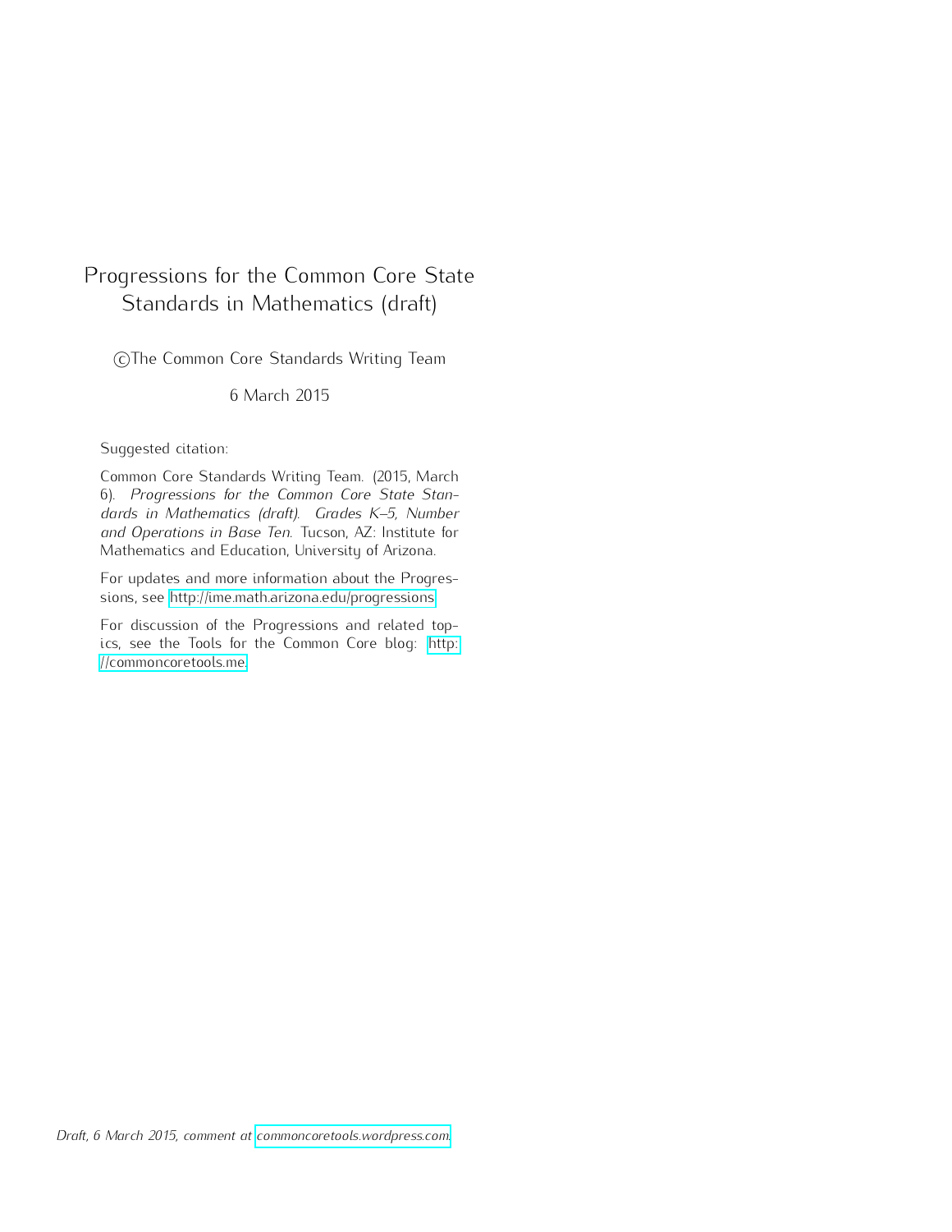# Progressions for the Common Core State Standards in Mathematics (draft)

©The Common Core Standards Writing Team

6 March 2015

Suggested citation:

Common Core Standards Writing Team. (2015, March 6). *Progressions for the Common Core State Standards in Mathematics (draft). Grades K–5, Number and Operations in Base Ten.* Tucson, AZ: Institute for Mathematics and Education, University of Arizona.

For updates and more information about the Progressions, see http://ime.math.arizona.edu/progressions.

For discussion of the Progressions and related topics, see the Tools for the Common Core blog: http://commoncoretools.me.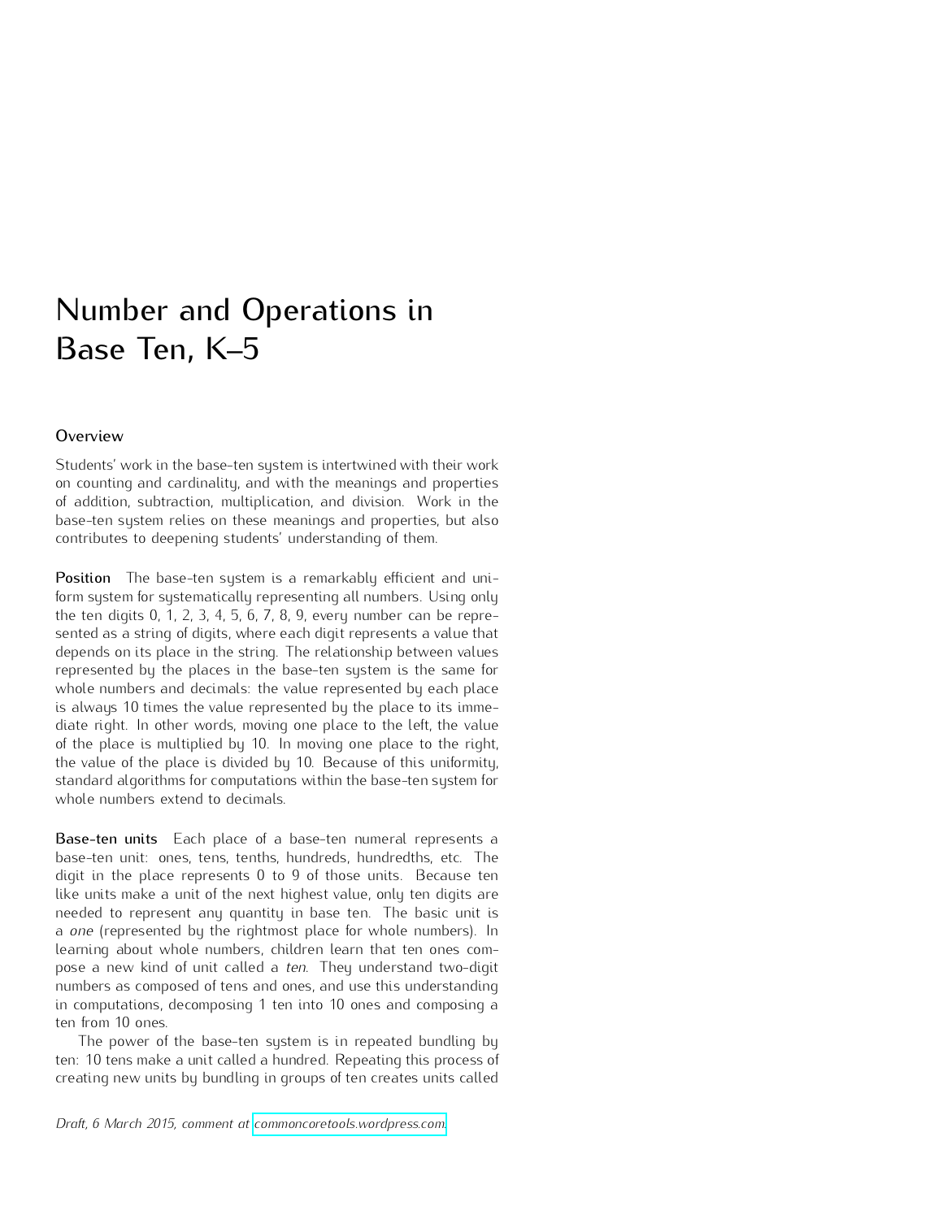# Number and Operations in Base Ten, K–5

## Overview

Students' work in the base-ten system is intertwined with their work on counting and cardinality, and with the meanings and properties of addition, subtraction, multiplication, and division. Work in the base-ten system relies on these meanings and properties, but also contributes to deepening students' understanding of them.

**Position** The base-ten system is a remarkably efficient and uniform system for systematically representing all numbers. Using only the ten digits 0, 1, 2, 3, 4, 5, 6, 7, 8, 9, every number can be represented as a string of digits, where each digit represents a value that depends on its place in the string. The relationship between values represented by the places in the base-ten system is the same for whole numbers and decimals: the value represented by each place is always 10 times the value represented by the place to its immediate right. In other words, moving one place to the left, the value of the place is multiplied by 10. In moving one place to the right, the value of the place is divided by 10. Because of this uniformity, standard algorithms for computations within the base-ten system for whole numbers extend to decimals.

**Base-ten units** Each place of a base-ten numeral represents a base-ten unit: ones, tens, tenths, hundreds, hundredths, etc. The digit in the place represents 0 to 9 of those units. Because ten like units make a unit of the next highest value, only ten digits are needed to represent any quantity in base ten. The basic unit is a *one* (represented by the rightmost place for whole numbers). In learning about whole numbers, children learn that ten ones compose a new kind of unit called a *ten*. They understand two-digit numbers as composed of tens and ones, and use this understanding in computations, decomposing 1 ten into 10 ones and composing a ten from 10 ones.

The power of the base-ten system is in repeated bundling by ten: 10 tens make a unit called a hundred. Repeating this process of creating new units by bundling in groups of ten creates units called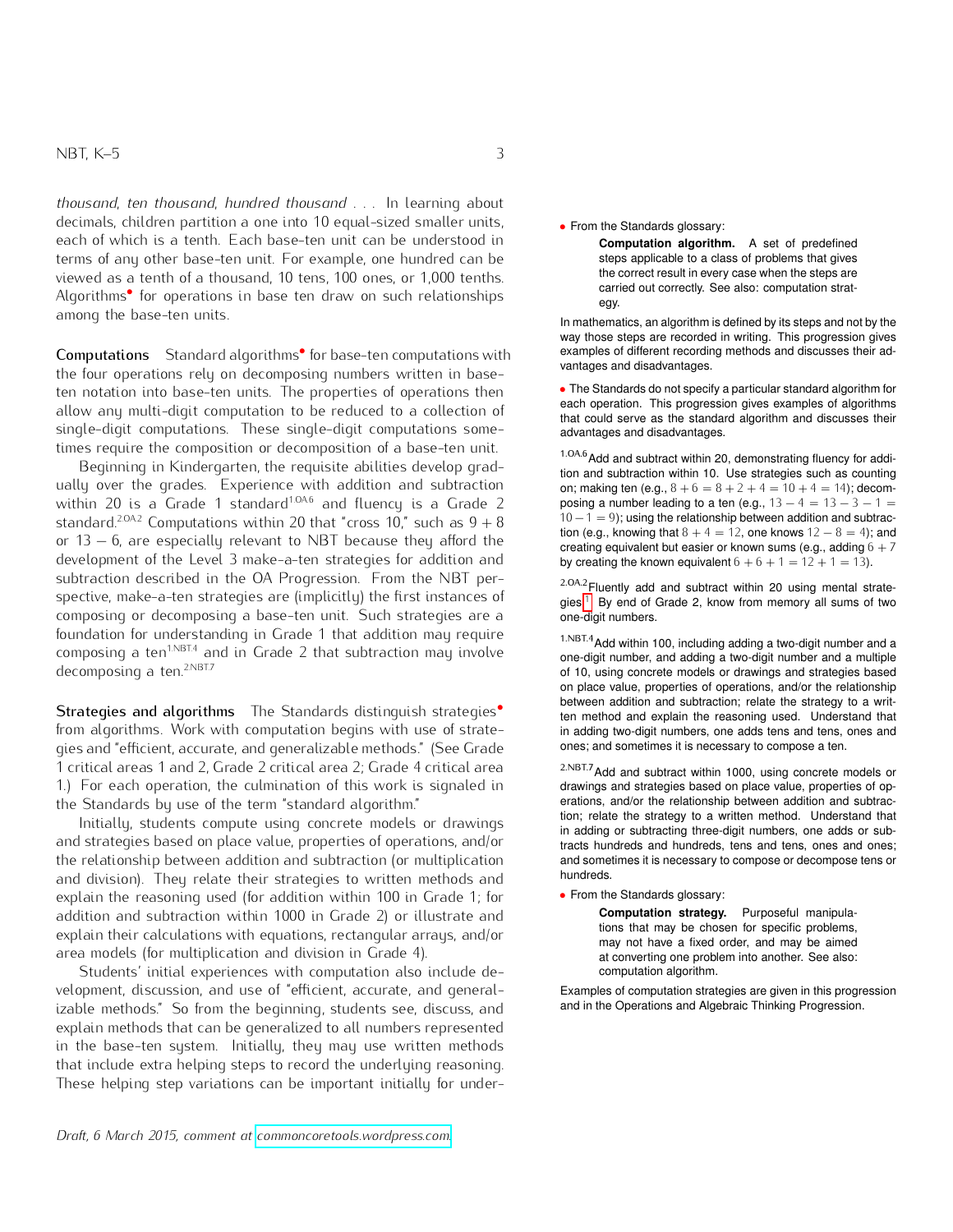*thousand*, *ten thousand*, *hundred thousand* . . . In learning about decimals, children partition a one into 10 equal-sized smaller units, each of which is a tenth. Each base-ten unit can be understood in terms of any other base-ten unit. For example, one hundred can be viewed as a tenth of a thousand, 10 tens, 100 ones, or 1,000 tenths. Algorithms• for operations in base ten draw on such relationships among the base-ten units.

• From the Standards glossary:

> **Computation algorithm.** A set of predefined steps applicable to a class of problems that gives the correct result in every case when the steps are carried out correctly. See also: computation strategy.

In mathematics, an algorithm is defined by its steps and not by the way those steps are recorded in writing. This progression gives examples of different recording methods and discusses their advantages and disadvantages.

**Computations** Standard algorithms• for base-ten computations with the four operations rely on decomposing numbers written in base-ten notation into base-ten units. The properties of operations then allow any multi-digit computation to be reduced to a collection of single-digit computations. These single-digit computations sometimes require the composition or decomposition of a base-ten unit.

• The Standards do not specify a particular standard algorithm for each operation. This progression gives examples of algorithms that could serve as the standard algorithm and discusses their advantages and disadvantages.

Beginning in Kindergarten, the requisite abilities develop gradually over the grades. Experience with addition and subtraction within 20 is a Grade 1 standard[1.OA.6] and fluency is a Grade 2 standard.[2.OA.2] Computations within 20 that "cross 10," such as $9 + 8$ or $13 - 6$, are especially relevant to NBT because they afford the development of the Level 3 make-a-ten strategies for addition and subtraction described in the OA Progression. From the NBT perspective, make-a-ten strategies are (implicitly) the first instances of composing or decomposing a base-ten unit. Such strategies are a foundation for understanding in Grade 1 that addition may require composing a ten[1.NBT.4] and in Grade 2 that subtraction may involve decomposing a ten.[2.NBT.7]

[1.OA.6] Add and subtract within 20, demonstrating fluency for addition and subtraction within 10. Use strategies such as counting on; making ten (e.g., $8 + 6 = 8 + 2 + 4 = 10 + 4 = 14$); decomposing a number leading to a ten (e.g., $13 - 4 = 13 - 3 - 1 = 10 - 1 = 9$); using the relationship between addition and subtraction (e.g., knowing that $8 + 4 = 12$, one knows $12 - 8 = 4$); and creating equivalent but easier or known sums (e.g., adding $6 + 7$ by creating the known equivalent $6 + 6 + 1 = 12 + 1 = 13$).

[2.OA.2] Fluently add and subtract within 20 using mental strategies.[1] By end of Grade 2, know from memory all sums of two one-digit numbers.

[1.NBT.4] Add within 100, including adding a two-digit number and a one-digit number, and adding a two-digit number and a multiple of 10, using concrete models or drawings and strategies based on place value, properties of operations, and/or the relationship between addition and subtraction; relate the strategy to a written method and explain the reasoning used. Understand that in adding two-digit numbers, one adds tens and tens, ones and ones; and sometimes it is necessary to compose a ten.

[2.NBT.7] Add and subtract within 1000, using concrete models or drawings and strategies based on place value, properties of operations, and/or the relationship between addition and subtraction; relate the strategy to a written method. Understand that in adding or subtracting three-digit numbers, one adds or subtracts hundreds and hundreds, tens and tens, ones and ones; and sometimes it is necessary to compose or decompose tens or hundreds.

**Strategies and algorithms** The Standards distinguish strategies• from algorithms. Work with computation begins with use of strategies and "efficient, accurate, and generalizable methods." (See Grade 1 critical areas 1 and 2, Grade 2 critical area 2; Grade 4 critical area 1.) For each operation, the culmination of this work is signaled in the Standards by use of the term "standard algorithm."

• From the Standards glossary:

> **Computation strategy.** Purposeful manipulations that may be chosen for specific problems, may not have a fixed order, and may be aimed at converting one problem into another. See also: computation algorithm.

Examples of computation strategies are given in this progression and in the Operations and Algebraic Thinking Progression.

Initially, students compute using concrete models or drawings and strategies based on place value, properties of operations, and/or the relationship between addition and subtraction (or multiplication and division). They relate their strategies to written methods and explain the reasoning used (for addition within 100 in Grade 1; for addition and subtraction within 1000 in Grade 2) or illustrate and explain their calculations with equations, rectangular arrays, and/or area models (for multiplication and division in Grade 4).

Students' initial experiences with computation also include development, discussion, and use of "efficient, accurate, and generalizable methods." So from the beginning, students see, discuss, and explain methods that can be generalized to all numbers represented in the base-ten system. Initially, they may use written methods that include extra helping steps to record the underlying reasoning. These helping step variations can be important initially for under-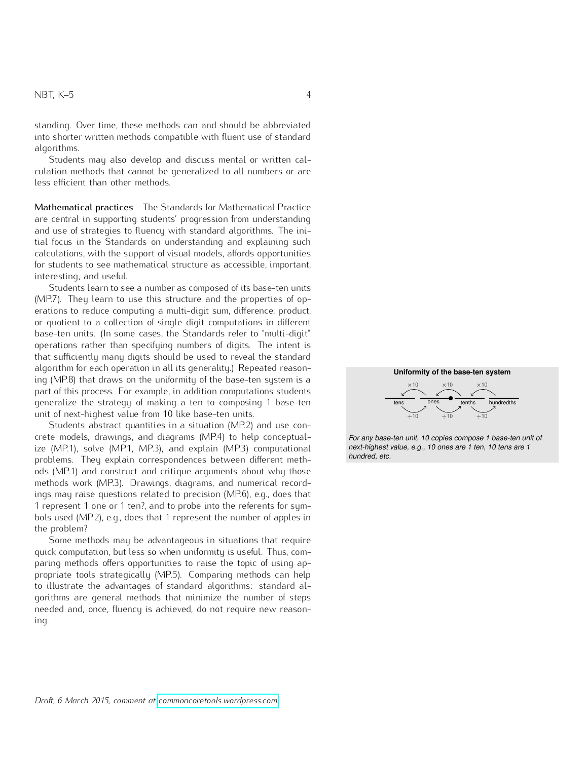standing. Over time, these methods can and should be abbreviated into shorter written methods compatible with fluent use of standard algorithms.

Students may also develop and discuss mental or written calculation methods that cannot be generalized to all numbers or are less efficient than other methods.

**Mathematical practices** The Standards for Mathematical Practice are central in supporting students' progression from understanding and use of strategies to fluency with standard algorithms. The initial focus in the Standards on understanding and explaining such calculations, with the support of visual models, affords opportunities for students to see mathematical structure as accessible, important, interesting, and useful.

Students learn to see a number as composed of its base-ten units (MP.7). They learn to use this structure and the properties of operations to reduce computing a multi-digit sum, difference, product, or quotient to a collection of single-digit computations in different base-ten units. (In some cases, the Standards refer to "multi-digit" operations rather than specifying numbers of digits. The intent is that sufficiently many digits should be used to reveal the standard algorithm for each operation in all its generality.) Repeated reasoning (MP.8) that draws on the uniformity of the base-ten system is a part of this process. For example, in addition computations students generalize the strategy of making a ten to composing 1 base-ten unit of next-highest value from 10 like base-ten units.

Students abstract quantities in a situation (MP.2) and use concrete models, drawings, and diagrams (MP.4) to help conceptualize (MP.1), solve (MP.1, MP.3), and explain (MP.3) computational problems. They explain correspondences between different methods (MP.1) and construct and critique arguments about why those methods work (MP.3). Drawings, diagrams, and numerical recordings may raise questions related to precision (MP.6), e.g., does that 1 represent 1 one or 1 ten?, and to probe into the referents for symbols used (MP.2), e.g., does that 1 represent the number of apples in the problem?

Some methods may be advantageous in situations that require quick computation, but less so when uniformity is useful. Thus, comparing methods offers opportunities to raise the topic of using appropriate tools strategically (MP.5). Comparing methods can help to illustrate the advantages of standard algorithms: standard algorithms are general methods that minimize the number of steps needed and, once, fluency is achieved, do not require new reasoning.

**Uniformity of the base-ten system**

tens ← ×10 — ones ← ×10 — tenths ← ×10 — hundredths

tens → ÷10 → ones → ÷10 → tenths → ÷10 → hundredths

*For any base-ten unit, 10 copies compose 1 base-ten unit of next-highest value, e.g., 10 ones are 1 ten, 10 tens are 1 hundred, etc.*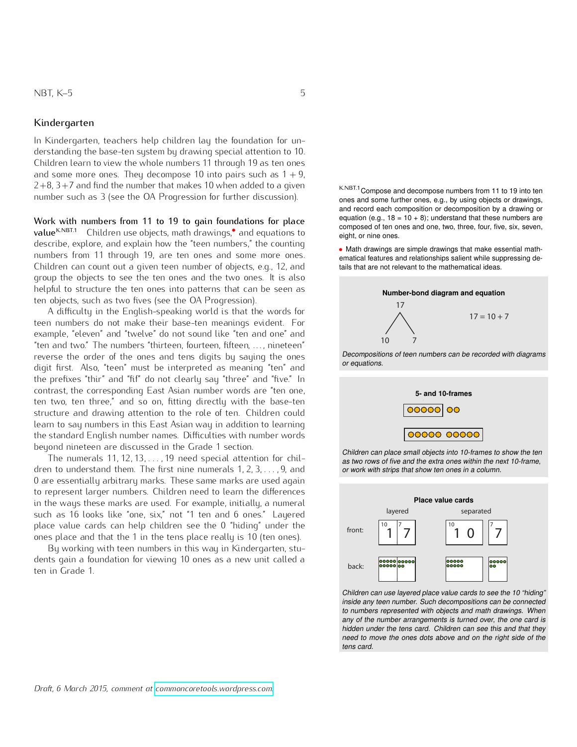## Kindergarten

In Kindergarten, teachers help children lay the foundation for understanding the base-ten system by drawing special attention to 10. Children learn to view the whole numbers 11 through 19 as ten ones and some more ones. They decompose 10 into pairs such as $1+9$, $2+8$, $3+7$ and find the number that makes 10 when added to a given number such as 3 (see the OA Progression for further discussion).

**Work with numbers from 11 to 19 to gain foundations for place value**[K.NBT.1] Children use objects, math drawings,• and equations to describe, explore, and explain how the "teen numbers," the counting numbers from 11 through 19, are ten ones and some more ones. Children can count out a given teen number of objects, e.g., 12, and group the objects to see the ten ones and the two ones. It is also helpful to structure the ten ones into patterns that can be seen as ten objects, such as two fives (see the OA Progression).

A difficulty in the English-speaking world is that the words for teen numbers do not make their base-ten meanings evident. For example, "eleven" and "twelve" do not sound like "ten and one" and "ten and two." The numbers "thirteen, fourteen, fifteen, ..., nineteen" reverse the order of the ones and tens digits by saying the ones digit first. Also, "teen" must be interpreted as meaning "ten" and the prefixes "thir" and "fif" do not clearly say "three" and "five." In contrast, the corresponding East Asian number words are "ten one, ten two, ten three," and so on, fitting directly with the base-ten structure and drawing attention to the role of ten. Children could learn to say numbers in this East Asian way in addition to learning the standard English number names. Difficulties with number words beyond nineteen are discussed in the Grade 1 section.

The numerals $11, 12, 13, \ldots, 19$ need special attention for children to understand them. The first nine numerals $1, 2, 3, \ldots, 9$, and 0 are essentially arbitrary marks. These same marks are used again to represent larger numbers. Children need to learn the differences in the ways these marks are used. For example, initially, a numeral such as 16 looks like "one, six," not "1 ten and 6 ones." Layered place value cards can help children see the 0 "hiding" under the ones place and that the 1 in the tens place really is 10 (ten ones).

By working with teen numbers in this way in Kindergarten, students gain a foundation for viewing 10 ones as a new unit called a ten in Grade 1.

---

[K.NBT.1] Compose and decompose numbers from 11 to 19 into ten ones and some further ones, e.g., by using objects or drawings, and record each composition or decomposition by a drawing or equation (e.g., $18 = 10 + 8$); understand that these numbers are composed of ten ones and one, two, three, four, five, six, seven, eight, or nine ones.

• Math drawings are simple drawings that make essential mathematical features and relationships salient while suppressing details that are not relevant to the mathematical ideas.

**Number-bond diagram and equation**

17 → 10, 7 $\qquad 17 = 10 + 7$

*Decompositions of teen numbers can be recorded with diagrams or equations.*

**5- and 10-frames**

*Children can place small objects into 10-frames to show the ten as two rows of five and the extra ones within the next 10-frame, or work with strips that show ten ones in a column.*

**Place value cards**

*Children can use layered place value cards to see the 10 "hiding" inside any teen number. Such decompositions can be connected to numbers represented with objects and math drawings. When any of the number arrangements is turned over, the one card is hidden under the tens card. Children can see this and that they need to move the ones dots above and on the right side of the tens card.*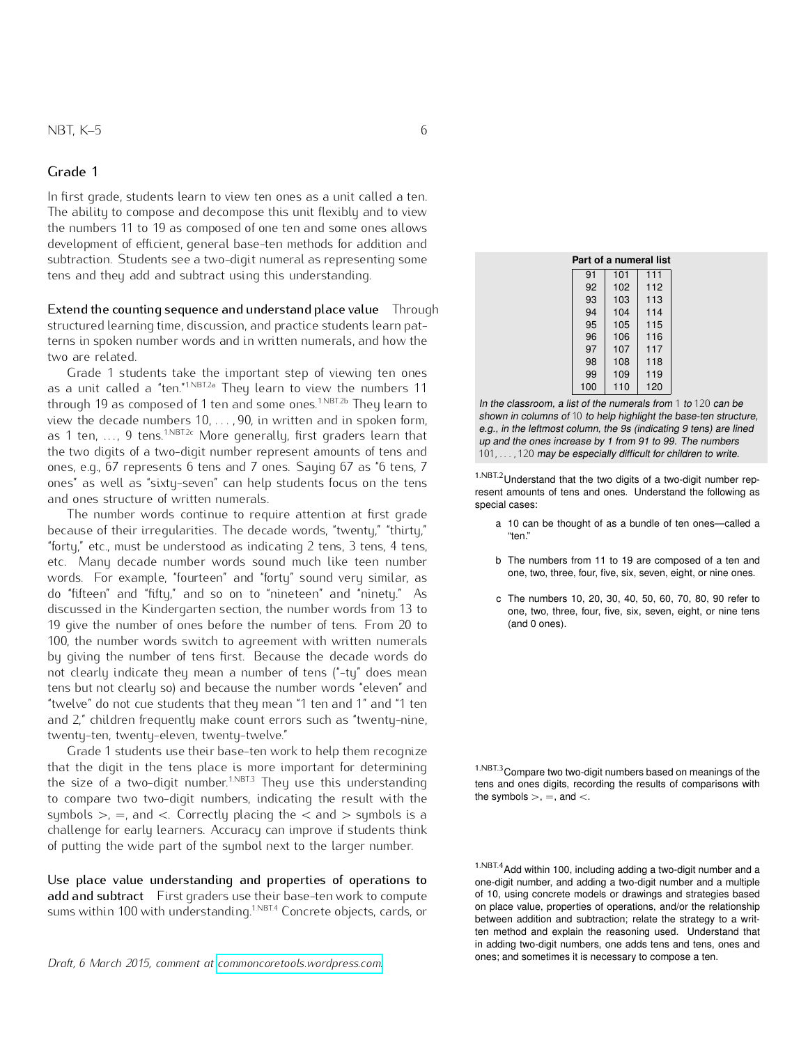## Grade 1

In first grade, students learn to view ten ones as a unit called a ten. The ability to compose and decompose this unit flexibly and to view the numbers 11 to 19 as composed of one ten and some ones allows development of efficient, general base-ten methods for addition and subtraction. Students see a two-digit numeral as representing some tens and they add and subtract using this understanding.

**Extend the counting sequence and understand place value** Through structured learning time, discussion, and practice students learn patterns in spoken number words and in written numerals, and how the two are related.

Grade 1 students take the important step of viewing ten ones as a unit called a "ten."[1.NBT.2a] They learn to view the numbers 11 through 19 as composed of 1 ten and some ones.[1.NBT.2b] They learn to view the decade numbers 10, . . . , 90, in written and in spoken form, as 1 ten, . . . , 9 tens.[1.NBT.2c] More generally, first graders learn that the two digits of a two-digit number represent amounts of tens and ones, e.g., 67 represents 6 tens and 7 ones. Saying 67 as "6 tens, 7 ones" as well as "sixty-seven" can help students focus on the tens and ones structure of written numerals.

The number words continue to require attention at first grade because of their irregularities. The decade words, "twenty," "thirty," "forty," etc., must be understood as indicating 2 tens, 3 tens, 4 tens, etc. Many decade number words sound much like teen number words. For example, "fourteen" and "forty" sound very similar, as do "fifteen" and "fifty," and so on to "nineteen" and "ninety." As discussed in the Kindergarten section, the number words from 13 to 19 give the number of ones before the number of tens. From 20 to 100, the number words switch to agreement with written numerals by giving the number of tens first. Because the decade words do not clearly indicate they mean a number of tens ("-ty" does mean tens but not clearly so) and because the number words "eleven" and "twelve" do not cue students that they mean "1 ten and 1" and "1 ten and 2," children frequently make count errors such as "twenty-nine, twenty-ten, twenty-eleven, twenty-twelve."

Grade 1 students use their base-ten work to help them recognize that the digit in the tens place is more important for determining the size of a two-digit number.[1.NBT.3] They use this understanding to compare two two-digit numbers, indicating the result with the symbols >, =, and <. Correctly placing the < and > symbols is a challenge for early learners. Accuracy can improve if students think of putting the wide part of the symbol next to the larger number.

**Use place value understanding and properties of operations to add and subtract** First graders use their base-ten work to compute sums within 100 with understanding.[1.NBT.4] Concrete objects, cards, or

**Part of a numeral list**

| | | |
|---|---|---|
| 91 | 101 | 111 |
| 92 | 102 | 112 |
| 93 | 103 | 113 |
| 94 | 104 | 114 |
| 95 | 105 | 115 |
| 96 | 106 | 116 |
| 97 | 107 | 117 |
| 98 | 108 | 118 |
| 99 | 109 | 119 |
| 100 | 110 | 120 |

*In the classroom, a list of the numerals from 1 to 120 can be shown in columns of 10 to help highlight the base-ten structure, e.g., in the leftmost column, the 9s (indicating 9 tens) are lined up and the ones increase by 1 from 91 to 99. The numbers 101, . . . , 120 may be especially difficult for children to write.*

[1.NBT.2] Understand that the two digits of a two-digit number represent amounts of tens and ones. Understand the following as special cases:

a. 10 can be thought of as a bundle of ten ones—called a "ten."

b. The numbers from 11 to 19 are composed of a ten and one, two, three, four, five, six, seven, eight, or nine ones.

c. The numbers 10, 20, 30, 40, 50, 60, 70, 80, 90 refer to one, two, three, four, five, six, seven, eight, or nine tens (and 0 ones).

[1.NBT.3] Compare two two-digit numbers based on meanings of the tens and ones digits, recording the results of comparisons with the symbols >, =, and <.

[1.NBT.4] Add within 100, including adding a two-digit number and a one-digit number, and adding a two-digit number and a multiple of 10, using concrete models or drawings and strategies based on place value, properties of operations, and/or the relationship between addition and subtraction; relate the strategy to a written method and explain the reasoning used. Understand that in adding two-digit numbers, one adds tens and tens, ones and ones; and sometimes it is necessary to compose a ten.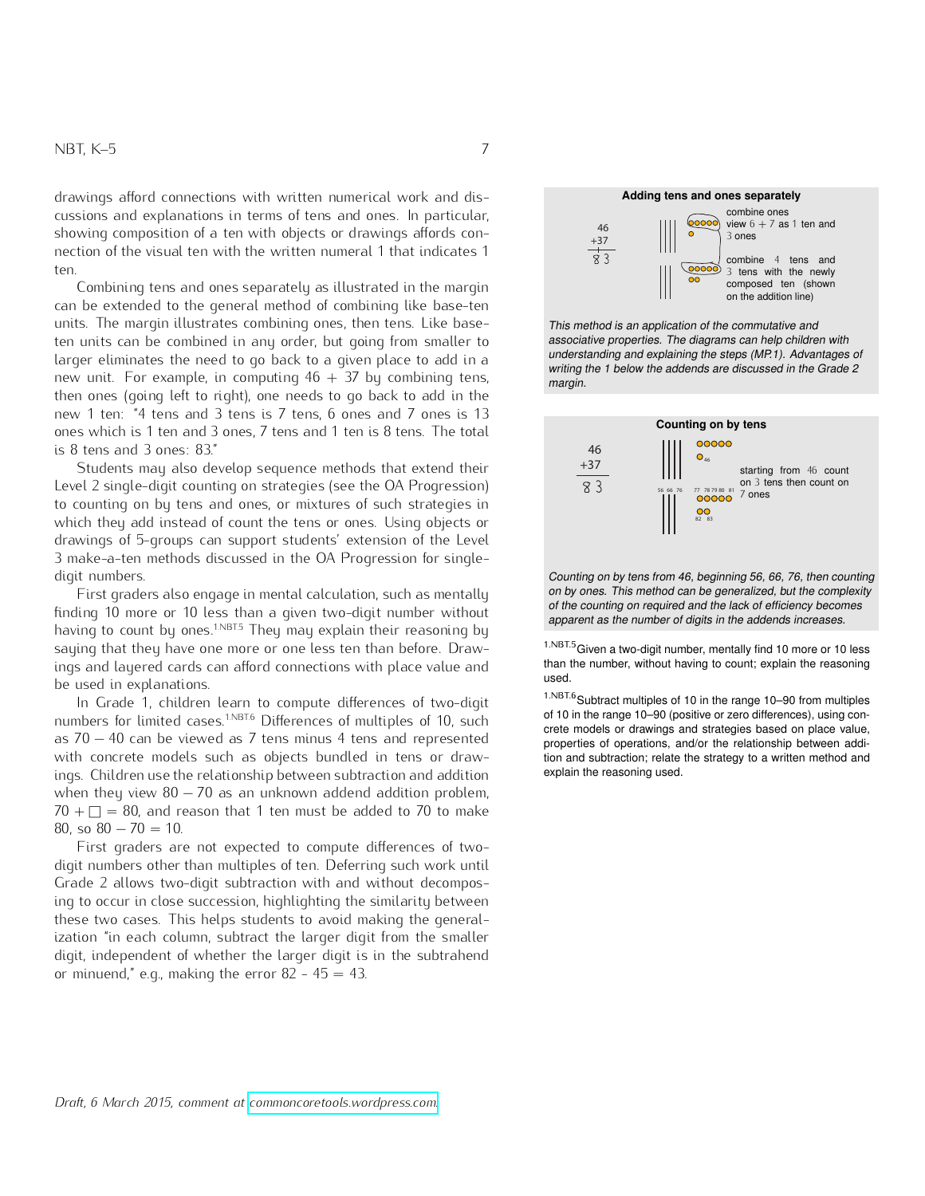drawings afford connections with written numerical work and discussions and explanations in terms of tens and ones. In particular, showing composition of a ten with objects or drawings affords connection of the visual ten with the written numeral 1 that indicates 1 ten.

Combining tens and ones separately as illustrated in the margin can be extended to the general method of combining like base-ten units. The margin illustrates combining ones, then tens. Like base-ten units can be combined in any order, but going from smaller to larger eliminates the need to go back to a given place to add in a new unit. For example, in computing $46 + 37$ by combining tens, then ones (going left to right), one needs to go back to add in the new 1 ten: "4 tens and 3 tens is 7 tens, 6 ones and 7 ones is 13 ones which is 1 ten and 3 ones, 7 tens and 1 ten is 8 tens. The total is 8 tens and 3 ones: 83."

Students may also develop sequence methods that extend their Level 2 single-digit counting on strategies (see the OA Progression) to counting on by tens and ones, or mixtures of such strategies in which they add instead of count the tens or ones. Using objects or drawings of 5-groups can support students' extension of the Level 3 make-a-ten methods discussed in the OA Progression for single-digit numbers.

First graders also engage in mental calculation, such as mentally finding 10 more or 10 less than a given two-digit number without having to count by ones.[1.NBT.5] They may explain their reasoning by saying that they have one more or one less ten than before. Drawings and layered cards can afford connections with place value and be used in explanations.

In Grade 1, children learn to compute differences of two-digit numbers for limited cases.[1.NBT.6] Differences of multiples of 10, such as $70 - 40$ can be viewed as 7 tens minus 4 tens and represented with concrete models such as objects bundled in tens or drawings. Children use the relationship between subtraction and addition when they view $80 - 70$ as an unknown addend addition problem, $70 + \square = 80$, and reason that 1 ten must be added to 70 to make 80, so $80 - 70 = 10$.

First graders are not expected to compute differences of two-digit numbers other than multiples of ten. Deferring such work until Grade 2 allows two-digit subtraction with and without decomposing to occur in close succession, highlighting the similarity between these two cases. This helps students to avoid making the generalization "in each column, subtract the larger digit from the smaller digit, independent of whether the larger digit is in the subtrahend or minuend," e.g., making the error 82 - 45 = 43.

**Adding tens and ones separately**

46
+37
83

combine ones: view $6 + 7$ as 1 ten and 3 ones

combine 4 tens and 3 tens with the newly composed ten (shown on the addition line)

*This method is an application of the commutative and associative properties. The diagrams can help children with understanding and explaining the steps (MP.1). Advantages of writing the 1 below the addends are discussed in the Grade 2 margin.*

**Counting on by tens**

46
+37
83

starting from 46 count on 3 tens then count on 7 ones

*Counting on by tens from 46, beginning 56, 66, 76, then counting on by ones. This method can be generalized, but the complexity of the counting on required and the lack of efficiency becomes apparent as the number of digits in the addends increases.*

[1.NBT.5] Given a two-digit number, mentally find 10 more or 10 less than the number, without having to count; explain the reasoning used.

[1.NBT.6] Subtract multiples of 10 in the range 10–90 from multiples of 10 in the range 10–90 (positive or zero differences), using concrete models or drawings and strategies based on place value, properties of operations, and/or the relationship between addition and subtraction; relate the strategy to a written method and explain the reasoning used.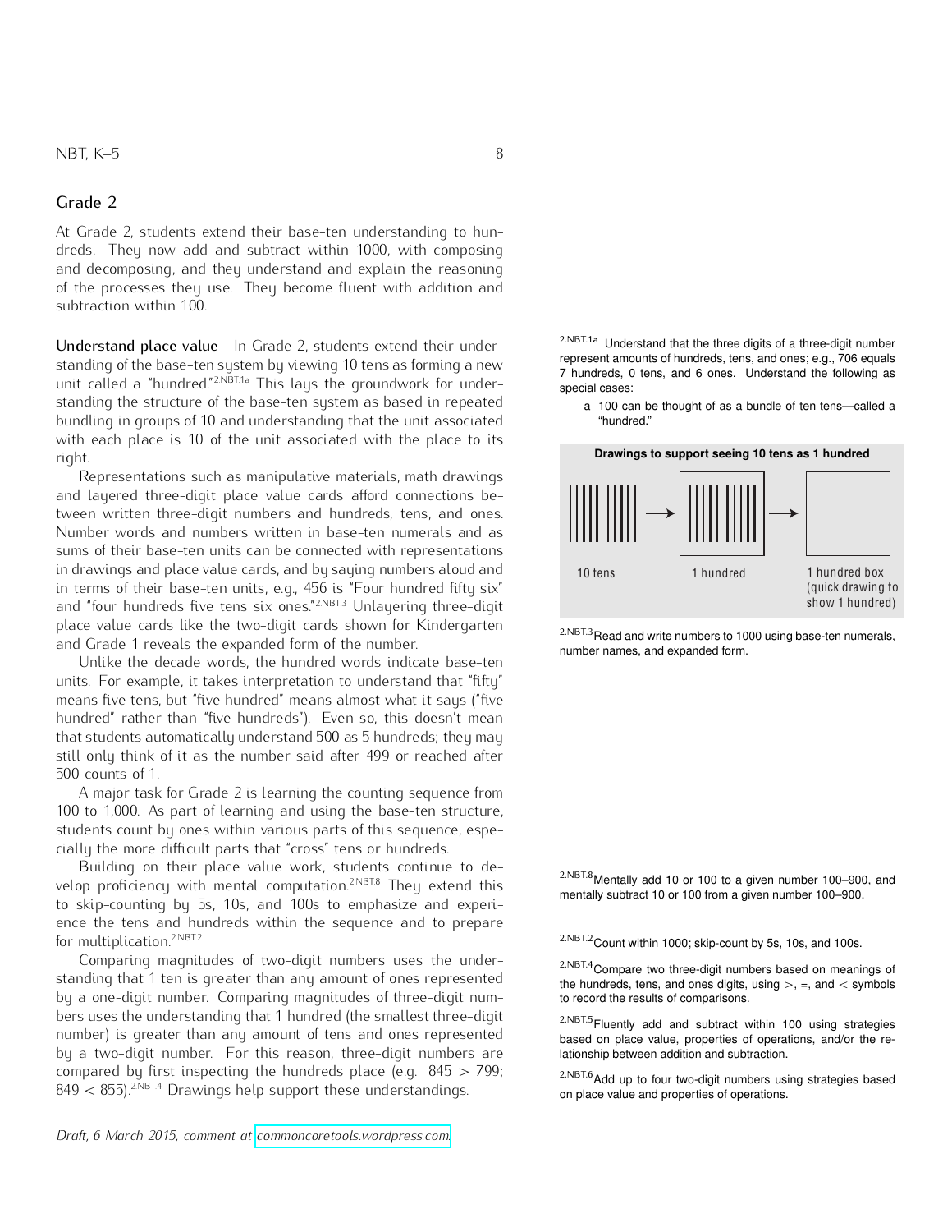## Grade 2

At Grade 2, students extend their base-ten understanding to hundreds. They now add and subtract within 1000, with composing and decomposing, and they understand and explain the reasoning of the processes they use. They become fluent with addition and subtraction within 100.

**Understand place value** In Grade 2, students extend their understanding of the base-ten system by viewing 10 tens as forming a new unit called a "hundred."[2.NBT.1a] This lays the groundwork for understanding the structure of the base-ten system as based in repeated bundling in groups of 10 and understanding that the unit associated with each place is 10 of the unit associated with the place to its right.

Representations such as manipulative materials, math drawings and layered three-digit place value cards afford connections between written three-digit numbers and hundreds, tens, and ones. Number words and numbers written in base-ten numerals and as sums of their base-ten units can be connected with representations in drawings and place value cards, and by saying numbers aloud and in terms of their base-ten units, e.g., 456 is "Four hundred fifty six" and "four hundreds five tens six ones."[2.NBT.3] Unlayering three-digit place value cards like the two-digit cards shown for Kindergarten and Grade 1 reveals the expanded form of the number.

Unlike the decade words, the hundred words indicate base-ten units. For example, it takes interpretation to understand that "fifty" means five tens, but "five hundred" means almost what it says ("five hundred" rather than "five hundreds"). Even so, this doesn't mean that students automatically understand 500 as 5 hundreds; they may still only think of it as the number said after 499 or reached after 500 counts of 1.

A major task for Grade 2 is learning the counting sequence from 100 to 1,000. As part of learning and using the base-ten structure, students count by ones within various parts of this sequence, especially the more difficult parts that "cross" tens or hundreds.

Building on their place value work, students continue to develop proficiency with mental computation.[2.NBT.8] They extend this to skip-counting by 5s, 10s, and 100s to emphasize and experience the tens and hundreds within the sequence and to prepare for multiplication.[2.NBT.2]

Comparing magnitudes of two-digit numbers uses the understanding that 1 ten is greater than any amount of ones represented by a one-digit number. Comparing magnitudes of three-digit numbers uses the understanding that 1 hundred (the smallest three-digit number) is greater than any amount of tens and ones represented by a two-digit number. For this reason, three-digit numbers are compared by first inspecting the hundreds place (e.g. $845 > 799$; $849 < 855$).[2.NBT.4] Drawings help support these understandings.

---

[2.NBT.1a] Understand that the three digits of a three-digit number represent amounts of hundreds, tens, and ones; e.g., 706 equals 7 hundreds, 0 tens, and 6 ones. Understand the following as special cases:

a 100 can be thought of as a bundle of ten tens—called a "hundred."

**Drawings to support seeing 10 tens as 1 hundred**

10 tens → 1 hundred → 1 hundred box (quick drawing to show 1 hundred)

[2.NBT.3] Read and write numbers to 1000 using base-ten numerals, number names, and expanded form.

[2.NBT.8] Mentally add 10 or 100 to a given number 100–900, and mentally subtract 10 or 100 from a given number 100–900.

[2.NBT.2] Count within 1000; skip-count by 5s, 10s, and 100s.

[2.NBT.4] Compare two three-digit numbers based on meanings of the hundreds, tens, and ones digits, using $>$, $=$, and $<$ symbols to record the results of comparisons.

[2.NBT.5] Fluently add and subtract within 100 using strategies based on place value, properties of operations, and/or the relationship between addition and subtraction.

[2.NBT.6] Add up to four two-digit numbers using strategies based on place value and properties of operations.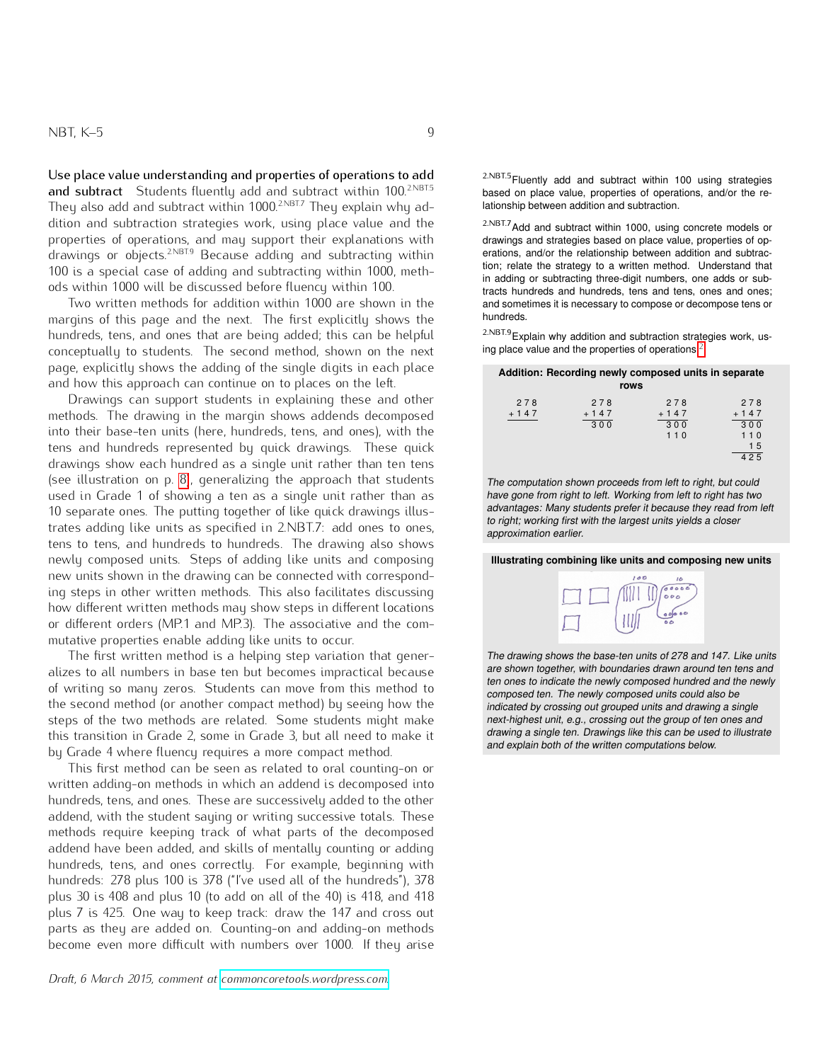**Use place value understanding and properties of operations to add and subtract** Students fluently add and subtract within 100.[2.NBT.5] They also add and subtract within 1000.[2.NBT.7] They explain why addition and subtraction strategies work, using place value and the properties of operations, and may support their explanations with drawings or objects.[2.NBT.9] Because adding and subtracting within 100 is a special case of adding and subtracting within 1000, methods within 1000 will be discussed before fluency within 100.

Two written methods for addition within 1000 are shown in the margins of this page and the next. The first explicitly shows the hundreds, tens, and ones that are being added; this can be helpful conceptually to students. The second method, shown on the next page, explicitly shows the adding of the single digits in each place and how this approach can continue on to places on the left.

Drawings can support students in explaining these and other methods. The drawing in the margin shows addends decomposed into their base-ten units (here, hundreds, tens, and ones), with the tens and hundreds represented by quick drawings. These quick drawings show each hundred as a single unit rather than ten tens (see illustration on p. 8), generalizing the approach that students used in Grade 1 of showing a ten as a single unit rather than as 10 separate ones. The putting together of like quick drawings illustrates adding like units as specified in 2.NBT.7: add ones to ones, tens to tens, and hundreds to hundreds. The drawing also shows newly composed units. Steps of adding like units and composing new units shown in the drawing can be connected with corresponding steps in other written methods. This also facilitates discussing how different written methods may show steps in different locations or different orders (MP.1 and MP.3). The associative and the commutative properties enable adding like units to occur.

The first written method is a helping step variation that generalizes to all numbers in base ten but becomes impractical because of writing so many zeros. Students can move from this method to the second method (or another compact method) by seeing how the steps of the two methods are related. Some students might make this transition in Grade 2, some in Grade 3, but all need to make it by Grade 4 where fluency requires a more compact method.

This first method can be seen as related to oral counting-on or written adding-on methods in which an addend is decomposed into hundreds, tens, and ones. These are successively added to the other addend, with the student saying or writing successive totals. These methods require keeping track of what parts of the decomposed addend have been added, and skills of mentally counting or adding hundreds, tens, and ones correctly. For example, beginning with hundreds: 278 plus 100 is 378 ("I've used all of the hundreds"), 378 plus 30 is 408 and plus 10 (to add on all of the 40) is 418, and 418 plus 7 is 425. One way to keep track: draw the 147 and cross out parts as they are added on. Counting-on and adding-on methods become even more difficult with numbers over 1000. If they arise

[2.NBT.5] Fluently add and subtract within 100 using strategies based on place value, properties of operations, and/or the relationship between addition and subtraction.

[2.NBT.7] Add and subtract within 1000, using concrete models or drawings and strategies based on place value, properties of operations, and/or the relationship between addition and subtraction; relate the strategy to a written method. Understand that in adding or subtracting three-digit numbers, one adds or subtracts hundreds and hundreds, tens and tens, ones and ones; and sometimes it is necessary to compose or decompose tens or hundreds.

[2.NBT.9] Explain why addition and subtraction strategies work, using place value and the properties of operations.[2]

**Addition: Recording newly composed units in separate rows**

```
  278      278      278      278
+ 147    + 147    + 147    + 147
-----    -----    -----    -----
           300      300      300
                    110      110
                              15
                           -----
                             425
```

*The computation shown proceeds from left to right, but could have gone from right to left. Working from left to right has two advantages: Many students prefer it because they read from left to right; working first with the largest units yields a closer approximation earlier.*

**Illustrating combining like units and composing new units**

*The drawing shows the base-ten units of 278 and 147. Like units are shown together, with boundaries drawn around ten tens and ten ones to indicate the newly composed hundred and the newly composed ten. The newly composed units could also be indicated by crossing out grouped units and drawing a single next-highest unit, e.g., crossing out the group of ten ones and drawing a single ten. Drawings like this can be used to illustrate and explain both of the written computations below.*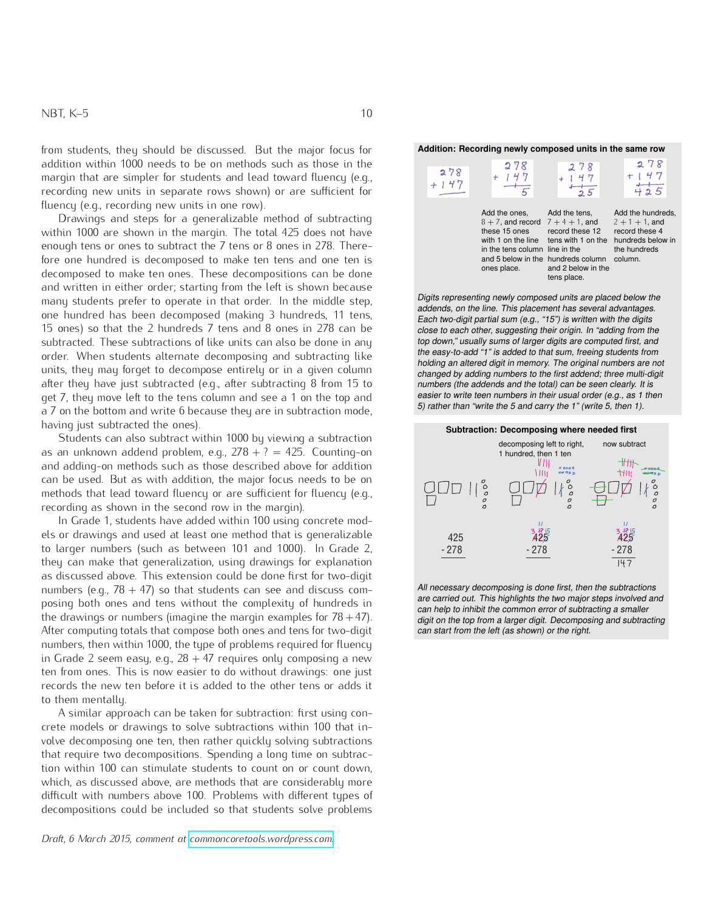from students, they should be discussed. But the major focus for addition within 1000 needs to be on methods such as those in the margin that are simpler for students and lead toward fluency (e.g., recording new units in separate rows shown) or are sufficient for fluency (e.g., recording new units in one row).

Drawings and steps for a generalizable method of subtracting within 1000 are shown in the margin. The total 425 does not have enough tens or ones to subtract the 7 tens or 8 ones in 278. Therefore one hundred is decomposed to make ten tens and one ten is decomposed to make ten ones. These decompositions can be done and written in either order; starting from the left is shown because many students prefer to operate in that order. In the middle step, one hundred has been decomposed (making 3 hundreds, 11 tens, 15 ones) so that the 2 hundreds 7 tens and 8 ones in 278 can be subtracted. These subtractions of like units can also be done in any order. When students alternate decomposing and subtracting like units, they may forget to decompose entirely or in a given column after they have just subtracted (e.g., after subtracting 8 from 15 to get 7, they move left to the tens column and see a 1 on the top and a 7 on the bottom and write 6 because they are in subtraction mode, having just subtracted the ones).

Students can also subtract within 1000 by viewing a subtraction as an unknown addend problem, e.g., $278 + ? = 425$. Counting-on and adding-on methods such as those described above for addition can be used. But as with addition, the major focus needs to be on methods that lead toward fluency or are sufficient for fluency (e.g., recording as shown in the second row in the margin).

In Grade 1, students have added within 100 using concrete models or drawings and used at least one method that is generalizable to larger numbers (such as between 101 and 1000). In Grade 2, they can make that generalization, using drawings for explanation as discussed above. This extension could be done first for two-digit numbers (e.g., $78 + 47$) so that students can see and discuss composing both ones and tens without the complexity of hundreds in the drawings or numbers (imagine the margin examples for $78 + 47$). After computing totals that compose both ones and tens for two-digit numbers, then within 1000, the type of problems required for fluency in Grade 2 seem easy, e.g., $28 + 47$ requires only composing a new ten from ones. This is now easier to do without drawings: one just records the new ten before it is added to the other tens or adds it to them mentally.

A similar approach can be taken for subtraction: first using concrete models or drawings to solve subtractions within 100 that involve decomposing one ten, then rather quickly solving subtractions that require two decompositions. Spending a long time on subtraction within 100 can stimulate students to count on or count down, which, as discussed above, are methods that are considerably more difficult with numbers above 100. Problems with different types of decompositions could be included so that students solve problems

**Addition: Recording newly composed units in the same row**

| 278 + 147 | 278 + 147 = 5 | 278 + 147 = 25 | 278 + 147 = 425 |
|---|---|---|---|
| | Add the ones, $8 + 7$, and record these 15 ones with 1 on the line in the tens column and 5 below in the ones place. | Add the tens, $7 + 4 + 1$, and record these 12 tens with 1 on the line in the hundreds column and 2 below in the tens place. | Add the hundreds, $2 + 1 + 1$, and record these 4 hundreds below in the hundreds column. |

*Digits representing newly composed units are placed below the addends, on the line. This placement has several advantages. Each two-digit partial sum (e.g., "15") is written with the digits close to each other, suggesting their origin. In "adding from the top down," usually sums of larger digits are computed first, and the easy-to-add "1" is added to that sum, freeing students from holding an altered digit in memory. The original numbers are not changed by adding numbers to the first addend; three multi-digit numbers (the addends and the total) can be seen clearly. It is easier to write teen numbers in their usual order (e.g., as 1 then 5) rather than "write the 5 and carry the 1" (write 5, then 1).*

**Subtraction: Decomposing where needed first**

| | decomposing left to right, 1 hundred, then 1 ten | now subtract |
|---|---|---|
| 425 − 278 | 425 − 278 (3 hundreds, 11 tens, 15 ones) | 425 − 278 = 147 |

*All necessary decomposing is done first, then the subtractions are carried out. This highlights the two major steps involved and can help to inhibit the common error of subtracting a smaller digit on the top from a larger digit. Decomposing and subtracting can start from the left (as shown) or the right.*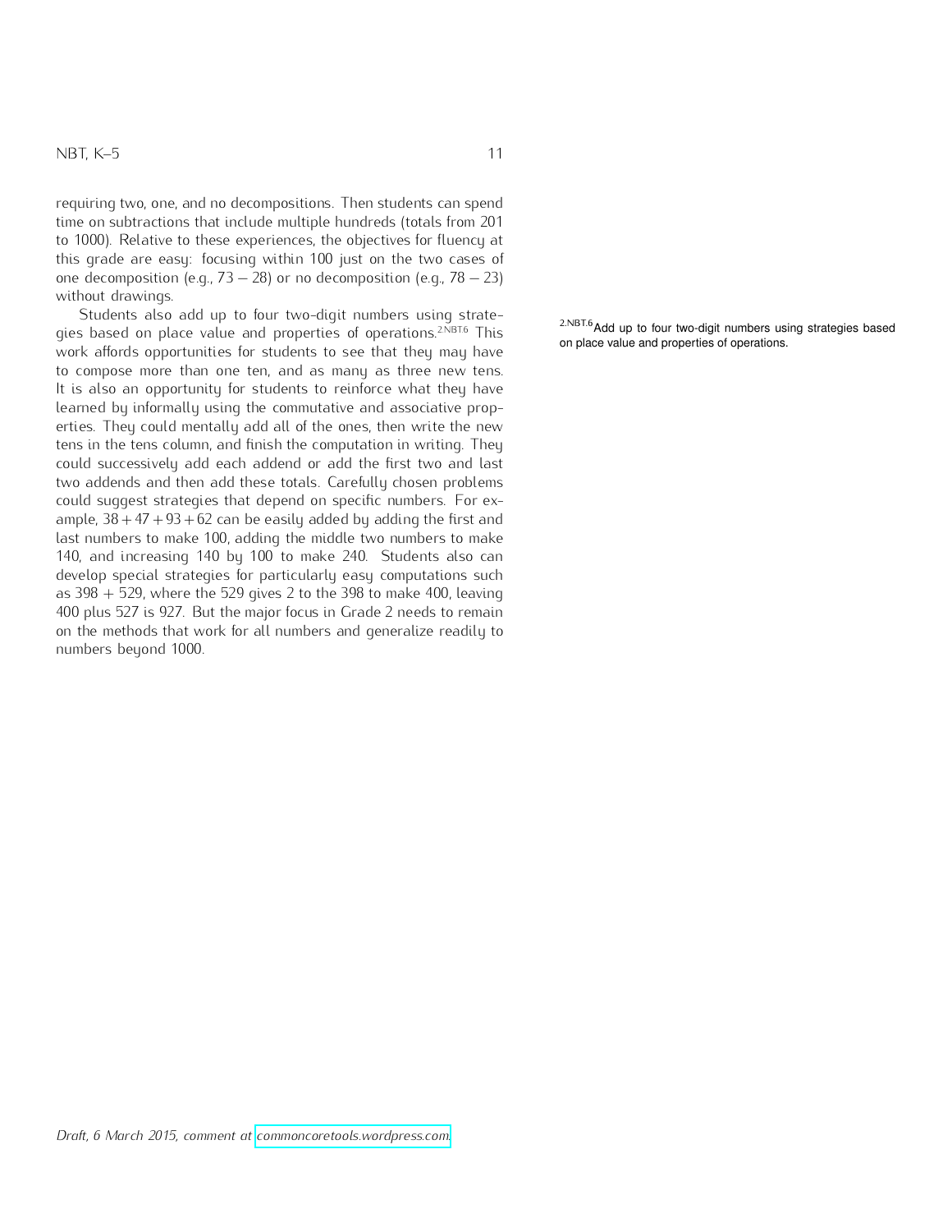requiring two, one, and no decompositions. Then students can spend time on subtractions that include multiple hundreds (totals from 201 to 1000). Relative to these experiences, the objectives for fluency at this grade are easy: focusing within 100 just on the two cases of one decomposition (e.g., $73 - 28$) or no decomposition (e.g., $78 - 23$) without drawings.

Students also add up to four two-digit numbers using strategies based on place value and properties of operations.[2.NBT.6] This work affords opportunities for students to see that they may have to compose more than one ten, and as many as three new tens. It is also an opportunity for students to reinforce what they have learned by informally using the commutative and associative properties. They could mentally add all of the ones, then write the new tens in the tens column, and finish the computation in writing. They could successively add each addend or add the first two and last two addends and then add these totals. Carefully chosen problems could suggest strategies that depend on specific numbers. For example, $38 + 47 + 93 + 62$ can be easily added by adding the first and last numbers to make 100, adding the middle two numbers to make 140, and increasing 140 by 100 to make 240. Students also can develop special strategies for particularly easy computations such as $398 + 529$, where the 529 gives 2 to the 398 to make 400, leaving 400 plus 527 is 927. But the major focus in Grade 2 needs to remain on the methods that work for all numbers and generalize readily to numbers beyond 1000.

[2.NBT.6] Add up to four two-digit numbers using strategies based on place value and properties of operations.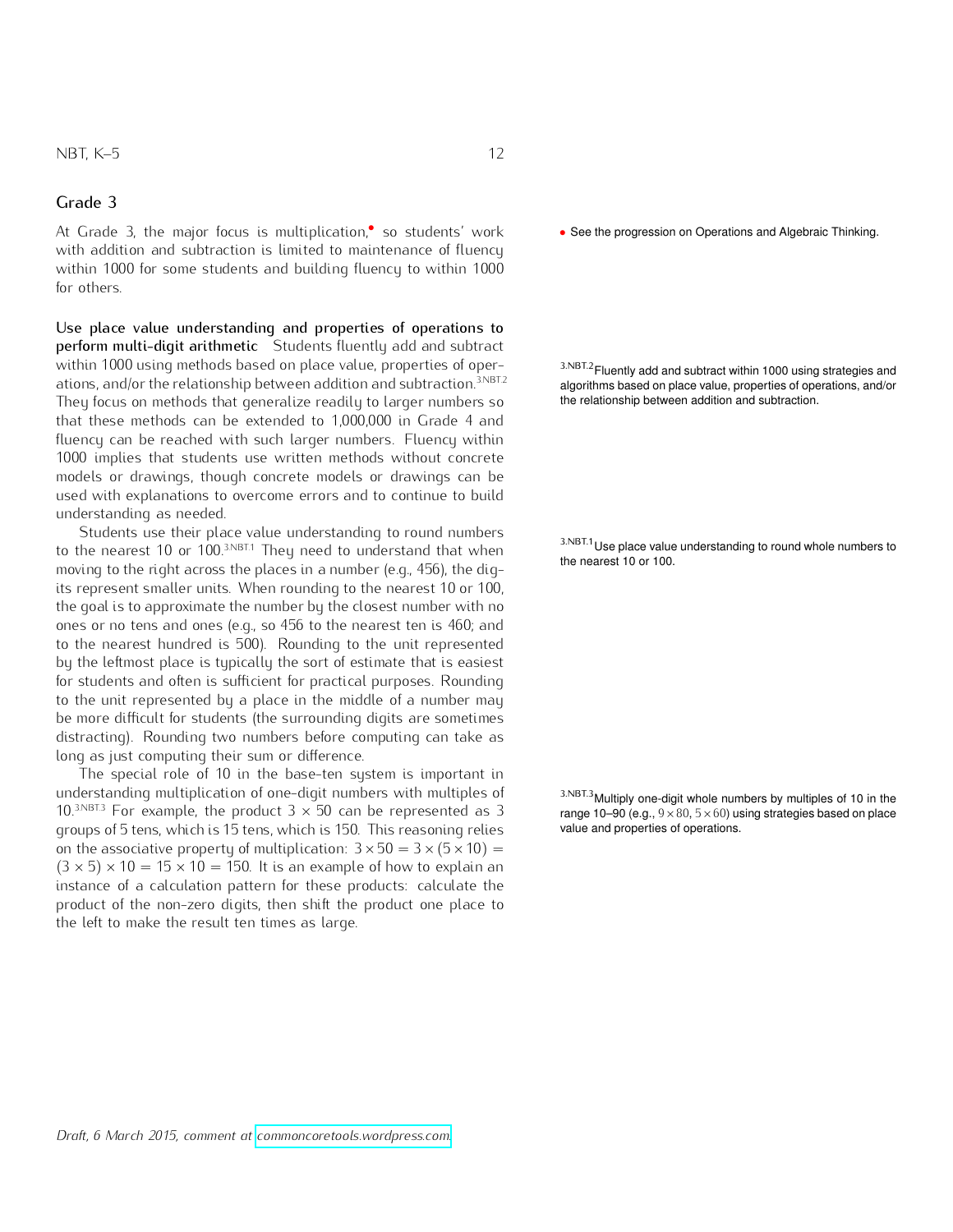## Grade 3

At Grade 3, the major focus is multiplication,• so students' work with addition and subtraction is limited to maintenance of fluency within 1000 for some students and building fluency to within 1000 for others.

• See the progression on Operations and Algebraic Thinking.

**Use place value understanding and properties of operations to perform multi-digit arithmetic** Students fluently add and subtract within 1000 using methods based on place value, properties of operations, and/or the relationship between addition and subtraction.[3.NBT.2] They focus on methods that generalize readily to larger numbers so that these methods can be extended to 1,000,000 in Grade 4 and fluency can be reached with such larger numbers. Fluency within 1000 implies that students use written methods without concrete models or drawings, though concrete models or drawings can be used with explanations to overcome errors and to continue to build understanding as needed.

[3.NBT.2] Fluently add and subtract within 1000 using strategies and algorithms based on place value, properties of operations, and/or the relationship between addition and subtraction.

Students use their place value understanding to round numbers to the nearest 10 or 100.[3.NBT.1] They need to understand that when moving to the right across the places in a number (e.g., 456), the digits represent smaller units. When rounding to the nearest 10 or 100, the goal is to approximate the number by the closest number with no ones or no tens and ones (e.g., so 456 to the nearest ten is 460; and to the nearest hundred is 500). Rounding to the unit represented by the leftmost place is typically the sort of estimate that is easiest for students and often is sufficient for practical purposes. Rounding to the unit represented by a place in the middle of a number may be more difficult for students (the surrounding digits are sometimes distracting). Rounding two numbers before computing can take as long as just computing their sum or difference.

[3.NBT.1] Use place value understanding to round whole numbers to the nearest 10 or 100.

The special role of 10 in the base-ten system is important in understanding multiplication of one-digit numbers with multiples of 10.[3.NBT.3] For example, the product $3 \times 50$ can be represented as 3 groups of 5 tens, which is 15 tens, which is 150. This reasoning relies on the associative property of multiplication: $3 \times 50 = 3 \times (5 \times 10) = (3 \times 5) \times 10 = 15 \times 10 = 150$. It is an example of how to explain an instance of a calculation pattern for these products: calculate the product of the non-zero digits, then shift the product one place to the left to make the result ten times as large.

[3.NBT.3] Multiply one-digit whole numbers by multiples of 10 in the range 10–90 (e.g., $9 \times 80$, $5 \times 60$) using strategies based on place value and properties of operations.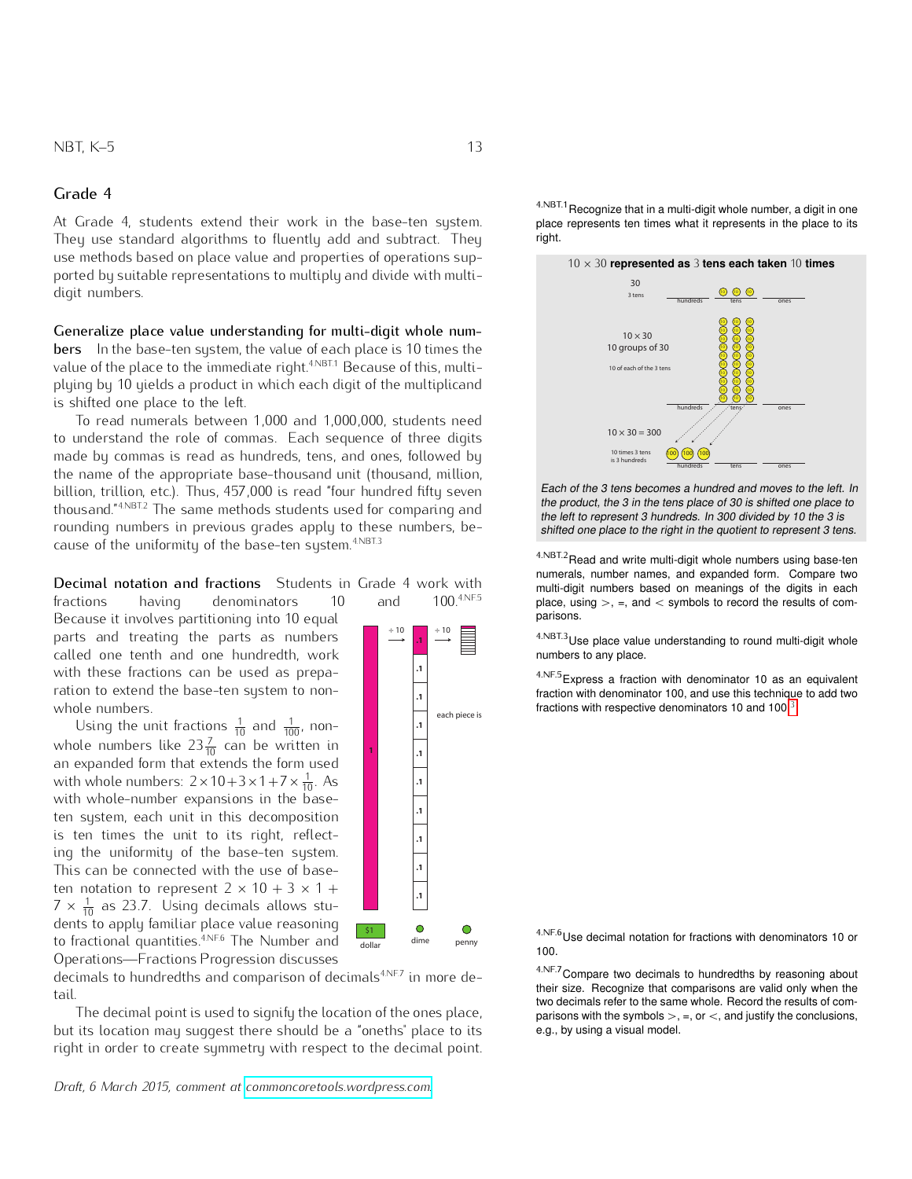## Grade 4

At Grade 4, students extend their work in the base-ten system. They use standard algorithms to fluently add and subtract. They use methods based on place value and properties of operations supported by suitable representations to multiply and divide with multi-digit numbers.

**Generalize place value understanding for multi-digit whole numbers** In the base-ten system, the value of each place is 10 times the value of the place to the immediate right.[4.NBT.1] Because of this, multiplying by 10 yields a product in which each digit of the multiplicand is shifted one place to the left.

To read numerals between 1,000 and 1,000,000, students need to understand the role of commas. Each sequence of three digits made by commas is read as hundreds, tens, and ones, followed by the name of the appropriate base-thousand unit (thousand, million, billion, trillion, etc.). Thus, 457,000 is read "four hundred fifty seven thousand."[4.NBT.2] The same methods students used for comparing and rounding numbers in previous grades apply to these numbers, because of the uniformity of the base-ten system.[4.NBT.3]

**Decimal notation and fractions** Students in Grade 4 work with fractions having denominators 10 and 100.[4.NF.5] Because it involves partitioning into 10 equal parts and treating the parts as numbers called one tenth and one hundredth, work with these fractions can be used as preparation to extend the base-ten system to non-whole numbers.

Using the unit fractions $\frac{1}{10}$ and $\frac{1}{100}$, non-whole numbers like $23\frac{7}{10}$ can be written in an expanded form that extends the form used with whole numbers: $2\times 10+3\times 1+7\times\frac{1}{10}$. As with whole-number expansions in the base-ten system, each unit in this decomposition is ten times the unit to its right, reflecting the uniformity of the base-ten system. This can be connected with the use of base-ten notation to represent $2\times 10+3\times 1+7\times\frac{1}{10}$ as 23.7. Using decimals allows students to apply familiar place value reasoning to fractional quantities.[4.NF.6] The Number and Operations—Fractions Progression discusses decimals to hundredths and comparison of decimals[4.NF.7] in more detail.

The decimal point is used to signify the location of the ones place, but its location may suggest there should be a "oneths" place to its right in order to create symmetry with respect to the decimal point.

$\div 10$ $\div 10$ — 1, .1, each piece is — $1 dollar, dime, penny

[4.NBT.1] Recognize that in a multi-digit whole number, a digit in one place represents ten times what it represents in the place to its right.

**$10\times 30$ represented as 3 tens each taken 10 times**

30 — 3 tens — hundreds, tens, ones

$10\times 30$ — 10 groups of 30 — 10 of each of the 3 tens

$10\times 30 = 300$ — 10 times 3 tens is 3 hundreds

*Each of the 3 tens becomes a hundred and moves to the left. In the product, the 3 in the tens place of 30 is shifted one place to the left to represent 3 hundreds. In 300 divided by 10 the 3 is shifted one place to the right in the quotient to represent 3 tens.*

[4.NBT.2] Read and write multi-digit whole numbers using base-ten numerals, number names, and expanded form. Compare two multi-digit numbers based on meanings of the digits in each place, using $>$, $=$, and $<$ symbols to record the results of comparisons.

[4.NBT.3] Use place value understanding to round multi-digit whole numbers to any place.

[4.NF.5] Express a fraction with denominator 10 as an equivalent fraction with denominator 100, and use this technique to add two fractions with respective denominators 10 and 100.[3]

[4.NF.6] Use decimal notation for fractions with denominators 10 or 100.

[4.NF.7] Compare two decimals to hundredths by reasoning about their size. Recognize that comparisons are valid only when the two decimals refer to the same whole. Record the results of comparisons with the symbols $>$, $=$, or $<$, and justify the conclusions, e.g., by using a visual model.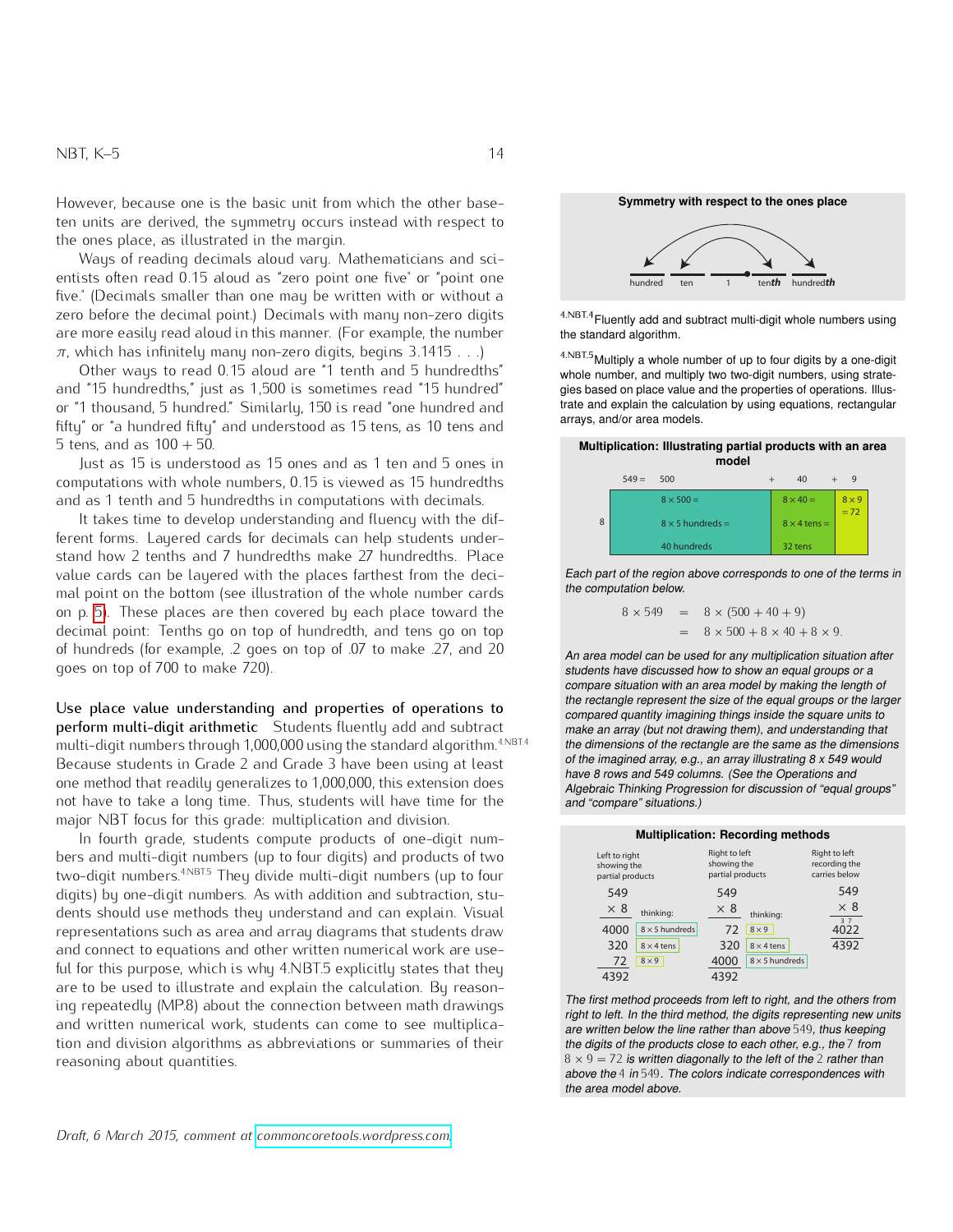However, because one is the basic unit from which the other base-ten units are derived, the symmetry occurs instead with respect to the ones place, as illustrated in the margin.

Ways of reading decimals aloud vary. Mathematicians and scientists often read 0.15 aloud as "zero point one five" or "point one five." (Decimals smaller than one may be written with or without a zero before the decimal point.) Decimals with many non-zero digits are more easily read aloud in this manner. (For example, the number $\pi$, which has infinitely many non-zero digits, begins 3.1415 . . .)

Other ways to read 0.15 aloud are "1 tenth and 5 hundredths" and "15 hundredths," just as 1,500 is sometimes read "15 hundred" or "1 thousand, 5 hundred." Similarly, 150 is read "one hundred and fifty" or "a hundred fifty" and understood as 15 tens, as 10 tens and 5 tens, and as $100 + 50$.

Just as 15 is understood as 15 ones and as 1 ten and 5 ones in computations with whole numbers, 0.15 is viewed as 15 hundredths and as 1 tenth and 5 hundredths in computations with decimals.

It takes time to develop understanding and fluency with the different forms. Layered cards for decimals can help students understand how 2 tenths and 7 hundredths make 27 hundredths. Place value cards can be layered with the places farthest from the decimal point on the bottom (see illustration of the whole number cards on p. 5). These places are then covered by each place toward the decimal point: Tenths go on top of hundredth, and tens go on top of hundreds (for example, .2 goes on top of .07 to make .27, and 20 goes on top of 700 to make 720).

**Use place value understanding and properties of operations to perform multi-digit arithmetic** Students fluently add and subtract multi-digit numbers through 1,000,000 using the standard algorithm.[4.NBT.4] Because students in Grade 2 and Grade 3 have been using at least one method that readily generalizes to 1,000,000, this extension does not have to take a long time. Thus, students will have time for the major NBT focus for this grade: multiplication and division.

In fourth grade, students compute products of one-digit numbers and multi-digit numbers (up to four digits) and products of two two-digit numbers.[4.NBT.5] They divide multi-digit numbers (up to four digits) by one-digit numbers. As with addition and subtraction, students should use methods they understand and can explain. Visual representations such as area and array diagrams that students draw and connect to equations and other written numerical work are useful for this purpose, which is why 4.NBT.5 explicitly states that they are to be used to illustrate and explain the calculation. By reasoning repeatedly (MP.8) about the connection between math drawings and written numerical work, students can come to see multiplication and division algorithms as abbreviations or summaries of their reasoning about quantities.

**Symmetry with respect to the ones place**

hundred — ten — 1 — ten*th* — hundred*th*

[4.NBT.4] Fluently add and subtract multi-digit whole numbers using the standard algorithm.

[4.NBT.5] Multiply a whole number of up to four digits by a one-digit whole number, and multiply two two-digit numbers, using strategies based on place value and the properties of operations. Illustrate and explain the calculation by using equations, rectangular arrays, and/or area models.

**Multiplication: Illustrating partial products with an area model**

| | 549 = 500 | + 40 | + 9 |
|---|---|---|---|
| 8 | 8 × 500 = 8 × 5 hundreds = 40 hundreds | 8 × 40 = 8 × 4 tens = 32 tens | 8 × 9 = 72 |

*Each part of the region above corresponds to one of the terms in the computation below.*

$$8 \times 549 = 8 \times (500 + 40 + 9)$$
$$= 8 \times 500 + 8 \times 40 + 8 \times 9.$$

*An area model can be used for any multiplication situation after students have discussed how to show an equal groups or a compare situation with an area model by making the length of the rectangle represent the size of the equal groups or the larger compared quantity imagining things inside the square units to make an array (but not drawing them), and understanding that the dimensions of the rectangle are the same as the dimensions of the imagined array, e.g., an array illustrating 8 x 549 would have 8 rows and 549 columns. (See the Operations and Algebraic Thinking Progression for discussion of "equal groups" and "compare" situations.)*

**Multiplication: Recording methods**

| Left to right showing the partial products | thinking: | Right to left showing the partial products | thinking: | Right to left recording the carries below |
|---|---|---|---|---|
| 549 | | 549 | | 549 |
| × 8 | | × 8 | | × 8 |
| 4000 | 8 × 5 hundreds | 72 | 8 × 9 | 4022 (carries 3 7) |
| 320 | 8 × 4 tens | 320 | 8 × 4 tens | 4392 |
| 72 | 8 × 9 | 4000 | 8 × 5 hundreds | |
| 4392 | | 4392 | | |

*The first method proceeds from left to right, and the others from right to left. In the third method, the digits representing new units are written below the line rather than above* 549*, thus keeping the digits of the products close to each other, e.g., the* 7 *from* $8 \times 9 = 72$ *is written diagonally to the left of the* 2 *rather than above the* 4 *in* 549*. The colors indicate correspondences with the area model above.*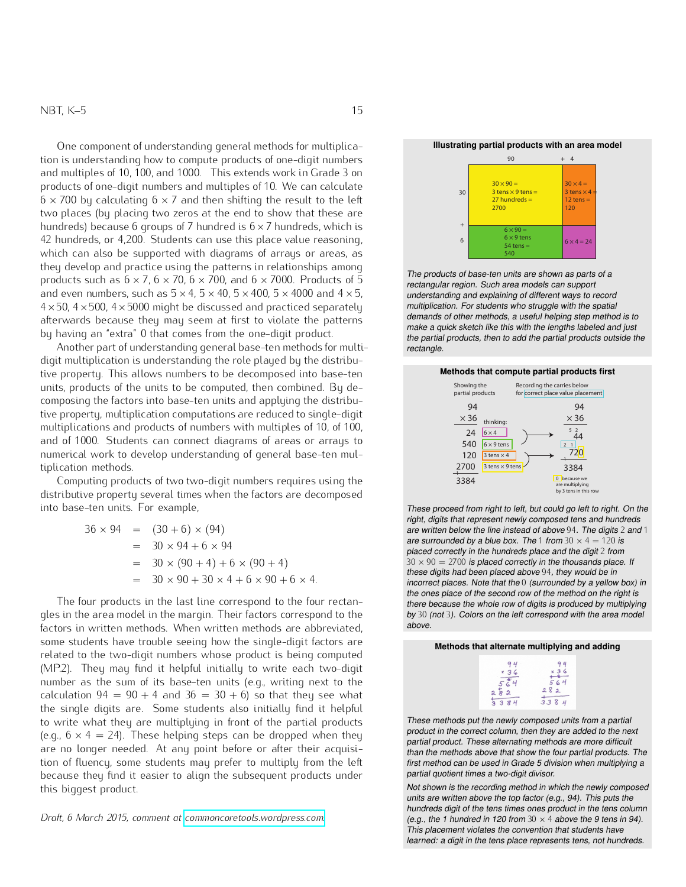One component of understanding general methods for multiplication is understanding how to compute products of one-digit numbers and multiples of 10, 100, and 1000. This extends work in Grade 3 on products of one-digit numbers and multiples of 10. We can calculate $6 \times 700$ by calculating $6 \times 7$ and then shifting the result to the left two places (by placing two zeros at the end to show that these are hundreds) because 6 groups of 7 hundred is $6 \times 7$ hundreds, which is 42 hundreds, or 4,200. Students can use this place value reasoning, which can also be supported with diagrams of arrays or areas, as they develop and practice using the patterns in relationships among products such as $6 \times 7$, $6 \times 70$, $6 \times 700$, and $6 \times 7000$. Products of 5 and even numbers, such as $5 \times 4$, $5 \times 40$, $5 \times 400$, $5 \times 4000$ and $4 \times 5$, $4 \times 50$, $4 \times 500$, $4 \times 5000$ might be discussed and practiced separately afterwards because they may seem at first to violate the patterns by having an "extra" 0 that comes from the one-digit product.

Another part of understanding general base-ten methods for multi-digit multiplication is understanding the role played by the distributive property. This allows numbers to be decomposed into base-ten units, products of the units to be computed, then combined. By decomposing the factors into base-ten units and applying the distributive property, multiplication computations are reduced to single-digit multiplications and products of numbers with multiples of 10, of 100, and of 1000. Students can connect diagrams of areas or arrays to numerical work to develop understanding of general base-ten multiplication methods.

Computing products of two two-digit numbers requires using the distributive property several times when the factors are decomposed into base-ten units. For example,

$$
\begin{aligned}
36 \times 94 &= (30+6) \times (94) \\
&= 30 \times 94 + 6 \times 94 \\
&= 30 \times (90+4) + 6 \times (90+4) \\
&= 30 \times 90 + 30 \times 4 + 6 \times 90 + 6 \times 4.
\end{aligned}
$$

The four products in the last line correspond to the four rectangles in the area model in the margin. Their factors correspond to the factors in written methods. When written methods are abbreviated, some students have trouble seeing how the single-digit factors are related to the two-digit numbers whose product is being computed (MP.2). They may find it helpful initially to write each two-digit number as the sum of its base-ten units (e.g., writing next to the calculation $94 = 90 + 4$ and $36 = 30 + 6$) so that they see what the single digits are. Some students also initially find it helpful to write what they are multiplying in front of the partial products (e.g., $6 \times 4 = 24$). These helping steps can be dropped when they are no longer needed. At any point before or after their acquisition of fluency, some students may prefer to multiply from the left because they find it easier to align the subsequent products under this biggest product.

Draft, 6 March 2015, comment at commoncoretools.wordpress.com.

**Illustrating partial products with an area model**

| | 90 | + 4 |
|---|---|---|
| 30 | $30 \times 90$ = 3 tens × 9 tens = 27 hundreds = 2700 | $30 \times 4$ = 3 tens × 4 = 12 tens = 120 |
| + 6 | $6 \times 90$ = 6 × 9 tens 54 tens = 540 | $6 \times 4 = 24$ |

*The products of base-ten units are shown as parts of a rectangular region. Such area models can support understanding and explaining of different ways to record multiplication. For students who struggle with the spatial demands of other methods, a useful helping step method is to make a quick sketch like this with the lengths labeled and just the partial products, then to add the partial products outside the rectangle.*

**Methods that compute partial products first**

Showing the partial products:

```
   94
 × 36        thinking:
   24        6 × 4
  540        6 × 9 tens
  120        3 tens × 4
 2700        3 tens × 9 tens
 3384
```

Recording the carries below for correct place value placement:

```
   94
 × 36
   5 2
   44
  2 1
  720
 3384
```

0 because we are multiplying by 3 tens in this row

*These proceed from right to left, but could go left to right. On the right, digits that represent newly composed tens and hundreds are written below the line instead of above 94. The digits 2 and 1 are surrounded by a blue box. The 1 from $30 \times 4 = 120$ is placed correctly in the hundreds place and the digit 2 from $30 \times 90 = 2700$ is placed correctly in the thousands place. If these digits had been placed above 94, they would be in incorrect places. Note that the 0 (surrounded by a yellow box) in the ones place of the second row of the method on the right is there because the whole row of digits is produced by multiplying by 30 (not 3). Colors on the left correspond with the area model above.*

**Methods that alternate multiplying and adding**

```
   94          94
 × 36        × 36
  564         564
 282         282
 3384        3384
```

*These methods put the newly composed units from a partial product in the correct column, then they are added to the next partial product. These alternating methods are more difficult than the methods above that show the four partial products. The first method can be used in Grade 5 division when multiplying a partial quotient times a two-digit divisor.*

*Not shown is the recording method in which the newly composed units are written above the top factor (e.g., 94). This puts the hundreds digit of the tens times ones product in the tens column (e.g., the 1 hundred in 120 from $30 \times 4$ above the 9 tens in 94). This placement violates the convention that students have learned: a digit in the tens place represents tens, not hundreds.*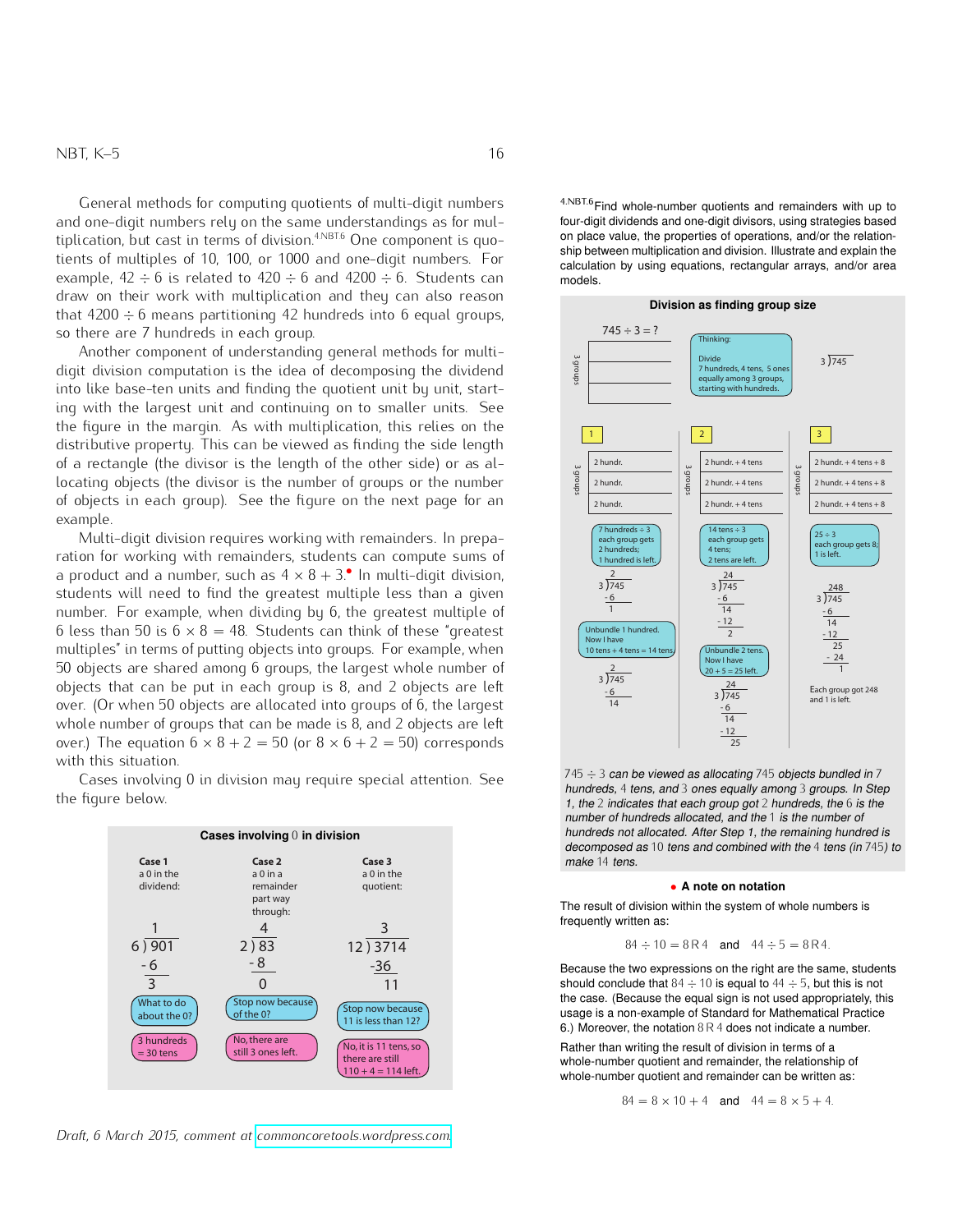General methods for computing quotients of multi-digit numbers and one-digit numbers rely on the same understandings as for multiplication, but cast in terms of division.[4.NBT.6] One component is quotients of multiples of 10, 100, or 1000 and one-digit numbers. For example, $42 \div 6$ is related to $420 \div 6$ and $4200 \div 6$. Students can draw on their work with multiplication and they can also reason that $4200 \div 6$ means partitioning 42 hundreds into 6 equal groups, so there are 7 hundreds in each group.

Another component of understanding general methods for multi-digit division computation is the idea of decomposing the dividend into like base-ten units and finding the quotient unit by unit, starting with the largest unit and continuing on to smaller units. See the figure in the margin. As with multiplication, this relies on the distributive property. This can be viewed as finding the side length of a rectangle (the divisor is the length of the other side) or as allocating objects (the divisor is the number of groups or the number of objects in each group). See the figure on the next page for an example.

Multi-digit division requires working with remainders. In preparation for working with remainders, students can compute sums of a product and a number, such as $4 \times 8 + 3$.• In multi-digit division, students will need to find the greatest multiple less than a given number. For example, when dividing by 6, the greatest multiple of 6 less than 50 is $6 \times 8 = 48$. Students can think of these "greatest multiples" in terms of putting objects into groups. For example, when 50 objects are shared among 6 groups, the largest whole number of objects that can be put in each group is 8, and 2 objects are left over. (Or when 50 objects are allocated into groups of 6, the largest whole number of groups that can be made is 8, and 2 objects are left over.) The equation $6 \times 8 + 2 = 50$ (or $8 \times 6 + 2 = 50$) corresponds with this situation.

Cases involving 0 in division may require special attention. See the figure below.

**Cases involving 0 in division**

**Case 1** a 0 in the dividend:
$$6\overline{)901}$$ quotient 1; $-6$; $3$
What to do about the 0?
3 hundreds = 30 tens

**Case 2** a 0 in a remainder part way through:
$$2\overline{)83}$$ quotient 4; $-8$; $0$
Stop now because of the 0?
No, there are still 3 ones left.

**Case 3** a 0 in the quotient:
$$12\overline{)3714}$$ quotient 3; $-36$; $11$
Stop now because 11 is less than 12?
No, it is 11 tens, so there are still 110 + 4 = 114 left.

[4.NBT.6] Find whole-number quotients and remainders with up to four-digit dividends and one-digit divisors, using strategies based on place value, the properties of operations, and/or the relationship between multiplication and division. Illustrate and explain the calculation by using equations, rectangular arrays, and/or area models.

**Division as finding group size**

$745 \div 3 = ?$ (3 groups)

Thinking: Divide 7 hundreds, 4 tens, 5 ones equally among 3 groups, starting with hundreds.

$3\overline{)745}$

**1** — 3 groups: 2 hundr. | 2 hundr. | 2 hundr.
7 hundreds ÷ 3: each group gets 2 hundreds; 1 hundred is left.
$3\overline{)745}$ quotient 2; $-6$; $1$
Unbundle 1 hundred. Now I have 10 tens + 4 tens = 14 tens.
$3\overline{)745}$ quotient 2; $-6$; $14$

**2** — 3 groups: 2 hundr. + 4 tens | 2 hundr. + 4 tens | 2 hundr. + 4 tens
14 tens ÷ 3: each group gets 4 tens; 2 tens are left.
$3\overline{)745}$ quotient 24; $-6$; $14$; $-12$; $2$
Unbundle 2 tens. Now I have 20 + 5 = 25 left.
$3\overline{)745}$ quotient 24; $-6$; $14$; $-12$; $25$

**3** — 3 groups: 2 hundr. + 4 tens + 8 | 2 hundr. + 4 tens + 8 | 2 hundr. + 4 tens + 8
25 ÷ 3: each group gets 8; 1 is left.
$3\overline{)745}$ quotient 248; $-6$; $14$; $-12$; $25$; $-24$; $1$
Each group got 248 and 1 is left.

*$745 \div 3$ can be viewed as allocating 745 objects bundled in 7 hundreds, 4 tens, and 3 ones equally among 3 groups. In Step 1, the 2 indicates that each group got 2 hundreds, the 6 is the number of hundreds allocated, and the 1 is the number of hundreds not allocated. After Step 1, the remaining hundred is decomposed as 10 tens and combined with the 4 tens (in 745) to make 14 tens.*

**• A note on notation**

The result of division within the system of whole numbers is frequently written as:

$$84 \div 10 = 8\,\text{R}\,4 \quad \text{and} \quad 44 \div 5 = 8\,\text{R}\,4.$$

Because the two expressions on the right are the same, students should conclude that $84 \div 10$ is equal to $44 \div 5$, but this is not the case. (Because the equal sign is not used appropriately, this usage is a non-example of Standard for Mathematical Practice 6.) Moreover, the notation $8\,\text{R}\,4$ does not indicate a number.

Rather than writing the result of division in terms of a whole-number quotient and remainder, the relationship of whole-number quotient and remainder can be written as:

$$84 = 8 \times 10 + 4 \quad \text{and} \quad 44 = 8 \times 5 + 4.$$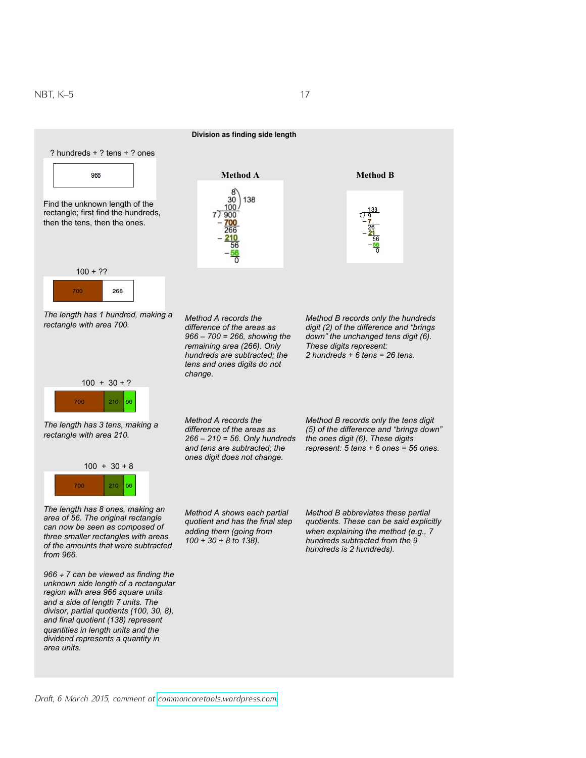**Division as finding side length**

? hundreds + ? tens + ? ones

966

Find the unknown length of the rectangle; first find the hundreds, then the tens, then the ones.

| | **Method A** | **Method B** |
|---|---|---|
| 100 + ?? <br> 700 \| 268 <br> *The length has 1 hundred, making a rectangle with area 700.* | *Method A records the difference of the areas as 966 – 700 = 266, showing the remaining area (266). Only hundreds are subtracted; the tens and ones digits do not change.* | *Method B records only the hundreds digit (2) of the difference and "brings down" the unchanged tens digit (6). These digits represent: 2 hundreds + 6 tens = 26 tens.* |
| 100 + 30 + ? <br> 700 \| 210 \| 56 <br> *The length has 3 tens, making a rectangle with area 210.* | *Method A records the difference of the areas as 266 – 210 = 56. Only hundreds and tens are subtracted; the ones digit does not change.* | *Method B records only the tens digit (5) of the difference and "brings down" the ones digit (6). These digits represent: 5 tens + 6 ones = 56 ones.* |
| 100 + 30 + 8 <br> 700 \| 210 \| 56 <br> *The length has 8 ones, making an area of 56. The original rectangle can now be seen as composed of three smaller rectangles with areas of the amounts that were subtracted from 966.* | *Method A shows each partial quotient and has the final step adding them (going from 100 + 30 + 8 to 138).* | *Method B abbreviates these partial quotients. These can be said explicitly when explaining the method (e.g., 7 hundreds subtracted from the 9 hundreds is 2 hundreds).* |

Method A:

```
      8
     30 ) 138
    100
 7 ) 900
   − 700
     266
   − 210
      56
    − 56
       0
```

Method B:

```
     138
 7 ) 9
   − 7
     26
   − 21
      56
    − 56
       0
```

*966 ÷ 7 can be viewed as finding the unknown side length of a rectangular region with area 966 square units and a side of length 7 units. The divisor, partial quotients (100, 30, 8), and final quotient (138) represent quantities in length units and the dividend represents a quantity in area units.*

*Draft, 6 March 2015, comment at commoncoretools.wordpress.com.*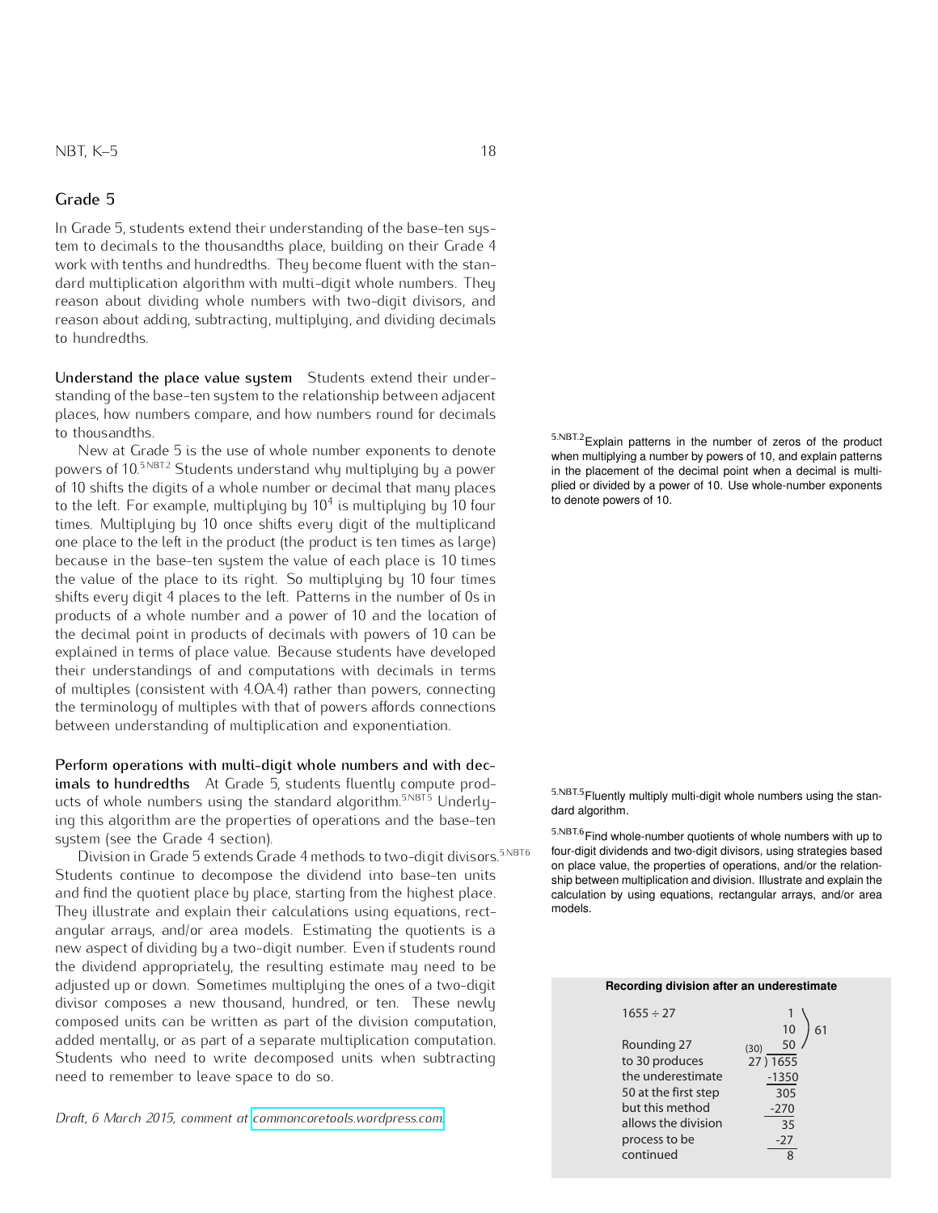## Grade 5

In Grade 5, students extend their understanding of the base-ten system to decimals to the thousandths place, building on their Grade 4 work with tenths and hundredths. They become fluent with the standard multiplication algorithm with multi-digit whole numbers. They reason about dividing whole numbers with two-digit divisors, and reason about adding, subtracting, multiplying, and dividing decimals to hundredths.

**Understand the place value system** Students extend their understanding of the base-ten system to the relationship between adjacent places, how numbers compare, and how numbers round for decimals to thousandths.

New at Grade 5 is the use of whole number exponents to denote powers of 10.[5.NBT.2] Students understand why multiplying by a power of 10 shifts the digits of a whole number or decimal that many places to the left. For example, multiplying by $10^4$ is multiplying by 10 four times. Multiplying by 10 once shifts every digit of the multiplicand one place to the left in the product (the product is ten times as large) because in the base-ten system the value of each place is 10 times the value of the place to its right. So multiplying by 10 four times shifts every digit 4 places to the left. Patterns in the number of 0s in products of a whole number and a power of 10 and the location of the decimal point in products of decimals with powers of 10 can be explained in terms of place value. Because students have developed their understandings of and computations with decimals in terms of multiples (consistent with 4.OA.4) rather than powers, connecting the terminology of multiples with that of powers affords connections between understanding of multiplication and exponentiation.

[5.NBT.2] Explain patterns in the number of zeros of the product when multiplying a number by powers of 10, and explain patterns in the placement of the decimal point when a decimal is multiplied or divided by a power of 10. Use whole-number exponents to denote powers of 10.

**Perform operations with multi-digit whole numbers and with decimals to hundredths** At Grade 5, students fluently compute products of whole numbers using the standard algorithm.[5.NBT.5] Underlying this algorithm are the properties of operations and the base-ten system (see the Grade 4 section).

Division in Grade 5 extends Grade 4 methods to two-digit divisors.[5.NBT.6] Students continue to decompose the dividend into base-ten units and find the quotient place by place, starting from the highest place. They illustrate and explain their calculations using equations, rectangular arrays, and/or area models. Estimating the quotients is a new aspect of dividing by a two-digit number. Even if students round the dividend appropriately, the resulting estimate may need to be adjusted up or down. Sometimes multiplying the ones of a two-digit divisor composes a new thousand, hundred, or ten. These newly composed units can be written as part of the division computation, added mentally, or as part of a separate multiplication computation. Students who need to write decomposed units when subtracting need to remember to leave space to do so.

[5.NBT.5] Fluently multiply multi-digit whole numbers using the standard algorithm.

[5.NBT.6] Find whole-number quotients of whole numbers with up to four-digit dividends and two-digit divisors, using strategies based on place value, the properties of operations, and/or the relationship between multiplication and division. Illustrate and explain the calculation by using equations, rectangular arrays, and/or area models.

**Recording division after an underestimate**

$1655 \div 27$

Rounding 27 to 30 produces the underestimate 50 at the first step but this method allows the division process to be continued

```
            1  \
           10   } 61
(30)       50  /
       27 ) 1655
           -1350
             305
            -270
              35
             -27
               8
```

*Draft, 6 March 2015, comment at commoncoretools.wordpress.com.*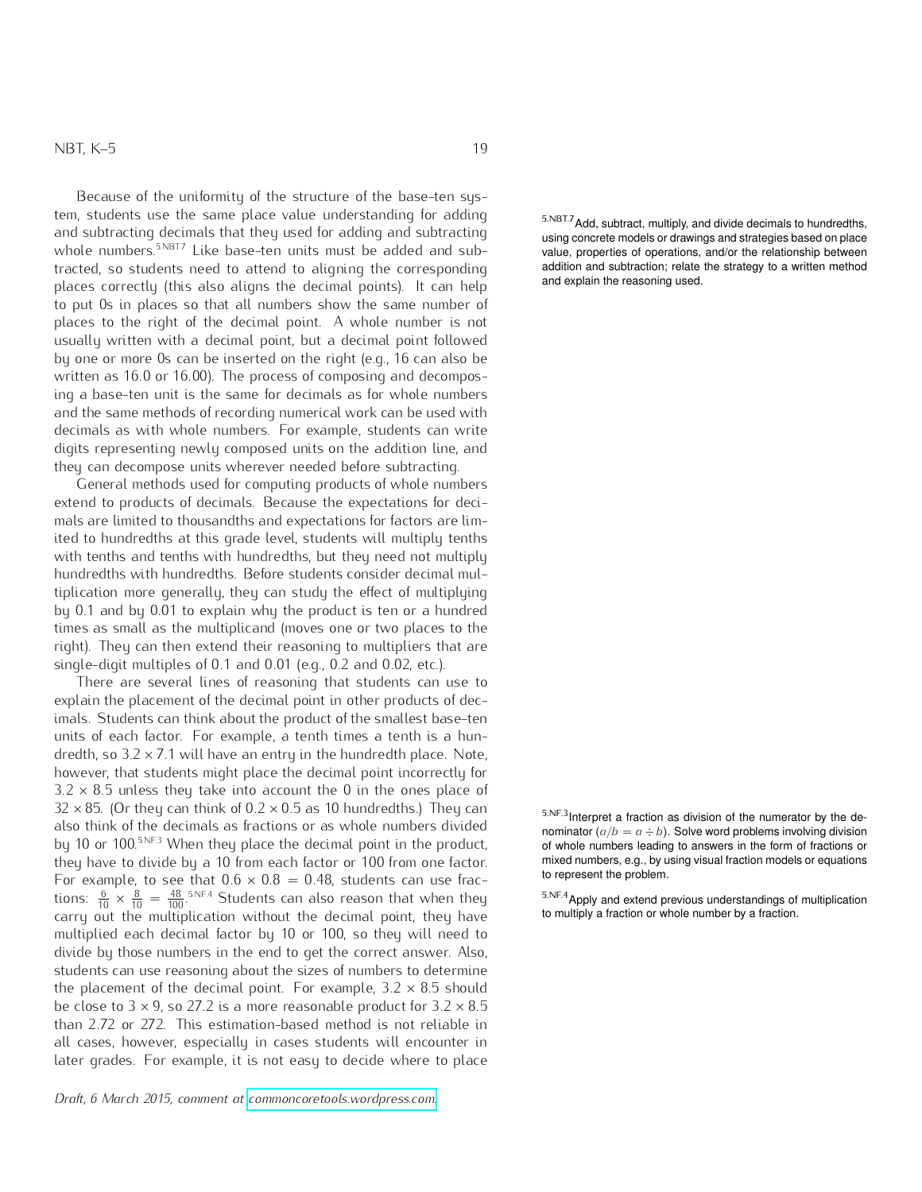Because of the uniformity of the structure of the base-ten system, students use the same place value understanding for adding and subtracting decimals that they used for adding and subtracting whole numbers.[5.NBT.7] Like base-ten units must be added and subtracted, so students need to attend to aligning the corresponding places correctly (this also aligns the decimal points). It can help to put 0s in places so that all numbers show the same number of places to the right of the decimal point. A whole number is not usually written with a decimal point, but a decimal point followed by one or more 0s can be inserted on the right (e.g., 16 can also be written as 16.0 or 16.00). The process of composing and decomposing a base-ten unit is the same for decimals as for whole numbers and the same methods of recording numerical work can be used with decimals as with whole numbers. For example, students can write digits representing newly composed units on the addition line, and they can decompose units wherever needed before subtracting.

[5.NBT.7] Add, subtract, multiply, and divide decimals to hundredths, using concrete models or drawings and strategies based on place value, properties of operations, and/or the relationship between addition and subtraction; relate the strategy to a written method and explain the reasoning used.

General methods used for computing products of whole numbers extend to products of decimals. Because the expectations for decimals are limited to thousandths and expectations for factors are limited to hundredths at this grade level, students will multiply tenths with tenths and tenths with hundredths, but they need not multiply hundredths with hundredths. Before students consider decimal multiplication more generally, they can study the effect of multiplying by 0.1 and by 0.01 to explain why the product is ten or a hundred times as small as the multiplicand (moves one or two places to the right). They can then extend their reasoning to multipliers that are single-digit multiples of 0.1 and 0.01 (e.g., 0.2 and 0.02, etc.).

There are several lines of reasoning that students can use to explain the placement of the decimal point in other products of decimals. Students can think about the product of the smallest base-ten units of each factor. For example, a tenth times a tenth is a hundredth, so $3.2 \times 7.1$ will have an entry in the hundredth place. Note, however, that students might place the decimal point incorrectly for $3.2 \times 8.5$ unless they take into account the 0 in the ones place of $32 \times 85$. (Or they can think of $0.2 \times 0.5$ as 10 hundredths.) They can also think of the decimals as fractions or as whole numbers divided by 10 or 100.[5.NF.3] When they place the decimal point in the product, they have to divide by a 10 from each factor or 100 from one factor. For example, to see that $0.6 \times 0.8 = 0.48$, students can use fractions: $\frac{6}{10} \times \frac{8}{10} = \frac{48}{100}$.[5.NF.4] Students can also reason that when they carry out the multiplication without the decimal point, they have multiplied each decimal factor by 10 or 100, so they will need to divide by those numbers in the end to get the correct answer. Also, students can use reasoning about the sizes of numbers to determine the placement of the decimal point. For example, $3.2 \times 8.5$ should be close to $3 \times 9$, so 27.2 is a more reasonable product for $3.2 \times 8.5$ than 2.72 or 272. This estimation-based method is not reliable in all cases, however, especially in cases students will encounter in later grades. For example, it is not easy to decide where to place

[5.NF.3] Interpret a fraction as division of the numerator by the denominator ($a/b = a \div b$). Solve word problems involving division of whole numbers leading to answers in the form of fractions or mixed numbers, e.g., by using visual fraction models or equations to represent the problem.

[5.NF.4] Apply and extend previous understandings of multiplication to multiply a fraction or whole number by a fraction.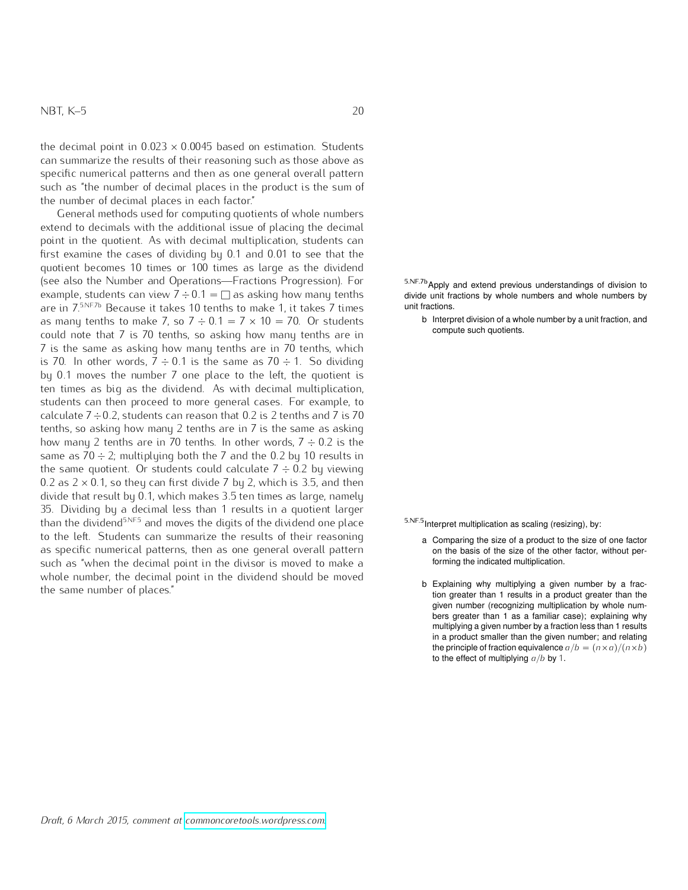the decimal point in $0.023 \times 0.0045$ based on estimation. Students can summarize the results of their reasoning such as those above as specific numerical patterns and then as one general overall pattern such as "the number of decimal places in the product is the sum of the number of decimal places in each factor."

General methods used for computing quotients of whole numbers extend to decimals with the additional issue of placing the decimal point in the quotient. As with decimal multiplication, students can first examine the cases of dividing by 0.1 and 0.01 to see that the quotient becomes 10 times or 100 times as large as the dividend (see also the Number and Operations—Fractions Progression). For example, students can view $7 \div 0.1 = \square$ as asking how many tenths are in 7.[5.NF.7b] Because it takes 10 tenths to make 1, it takes 7 times as many tenths to make 7, so $7 \div 0.1 = 7 \times 10 = 70$. Or students could note that 7 is 70 tenths, so asking how many tenths are in 7 is the same as asking how many tenths are in 70 tenths, which is 70. In other words, $7 \div 0.1$ is the same as $70 \div 1$. So dividing by 0.1 moves the number 7 one place to the left, the quotient is ten times as big as the dividend. As with decimal multiplication, students can then proceed to more general cases. For example, to calculate $7 \div 0.2$, students can reason that 0.2 is 2 tenths and 7 is 70 tenths, so asking how many 2 tenths are in 7 is the same as asking how many 2 tenths are in 70 tenths. In other words, $7 \div 0.2$ is the same as $70 \div 2$; multiplying both the 7 and the 0.2 by 10 results in the same quotient. Or students could calculate $7 \div 0.2$ by viewing 0.2 as $2 \times 0.1$, so they can first divide 7 by 2, which is 3.5, and then divide that result by 0.1, which makes 3.5 ten times as large, namely 35. Dividing by a decimal less than 1 results in a quotient larger than the dividend[5.NF.5] and moves the digits of the dividend one place to the left. Students can summarize the results of their reasoning as specific numerical patterns, then as one general overall pattern such as "when the decimal point in the divisor is moved to make a whole number, the decimal point in the dividend should be moved the same number of places."

[5.NF.7b] Apply and extend previous understandings of division to divide unit fractions by whole numbers and whole numbers by unit fractions.

b Interpret division of a whole number by a unit fraction, and compute such quotients.

[5.NF.5] Interpret multiplication as scaling (resizing), by:

a Comparing the size of a product to the size of one factor on the basis of the size of the other factor, without performing the indicated multiplication.

b Explaining why multiplying a given number by a fraction greater than 1 results in a product greater than the given number (recognizing multiplication by whole numbers greater than 1 as a familiar case); explaining why multiplying a given number by a fraction less than 1 results in a product smaller than the given number; and relating the principle of fraction equivalence $a/b = (n \times a)/(n \times b)$ to the effect of multiplying $a/b$ by 1.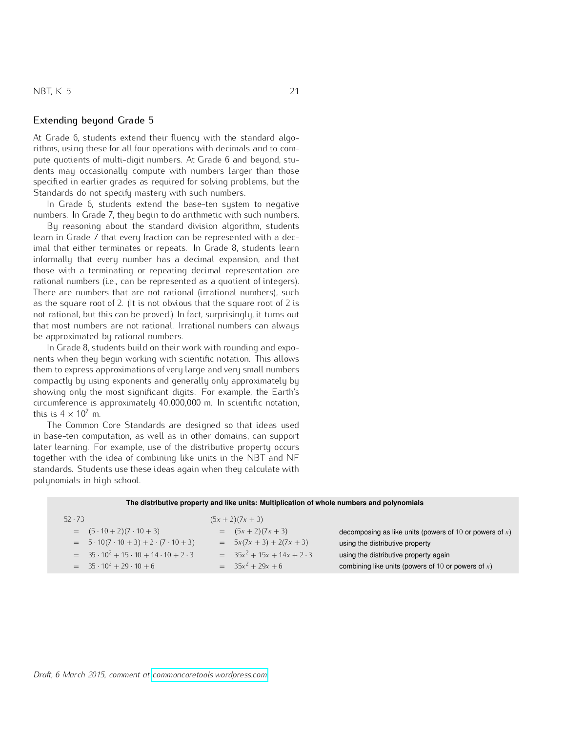## Extending beyond Grade 5

At Grade 6, students extend their fluency with the standard algorithms, using these for all four operations with decimals and to compute quotients of multi-digit numbers. At Grade 6 and beyond, students may occasionally compute with numbers larger than those specified in earlier grades as required for solving problems, but the Standards do not specify mastery with such numbers.

In Grade 6, students extend the base-ten system to negative numbers. In Grade 7, they begin to do arithmetic with such numbers.

By reasoning about the standard division algorithm, students learn in Grade 7 that every fraction can be represented with a decimal that either terminates or repeats. In Grade 8, students learn informally that every number has a decimal expansion, and that those with a terminating or repeating decimal representation are rational numbers (i.e., can be represented as a quotient of integers). There are numbers that are not rational (irrational numbers), such as the square root of 2. (It is not obvious that the square root of 2 is not rational, but this can be proved.) In fact, surprisingly, it turns out that most numbers are not rational. Irrational numbers can always be approximated by rational numbers.

In Grade 8, students build on their work with rounding and exponents when they begin working with scientific notation. This allows them to express approximations of very large and very small numbers compactly by using exponents and generally only approximately by showing only the most significant digits. For example, the Earth's circumference is approximately 40,000,000 m. In scientific notation, this is $4 \times 10^7$ m.

The Common Core Standards are designed so that ideas used in base-ten computation, as well as in other domains, can support later learning. For example, use of the distributive property occurs together with the idea of combining like units in the NBT and NF standards. Students use these ideas again when they calculate with polynomials in high school.

**The distributive property and like units: Multiplication of whole numbers and polynomials**

| $52 \cdot 73$ | $(5x+2)(7x+3)$ | |
|---|---|---|
| $= (5 \cdot 10 + 2)(7 \cdot 10 + 3)$ | $= (5x+2)(7x+3)$ | decomposing as like units (powers of 10 or powers of $x$) |
| $= 5 \cdot 10(7 \cdot 10 + 3) + 2 \cdot (7 \cdot 10 + 3)$ | $= 5x(7x+3) + 2(7x+3)$ | using the distributive property |
| $= 35 \cdot 10^2 + 15 \cdot 10 + 14 \cdot 10 + 2 \cdot 3$ | $= 35x^2 + 15x + 14x + 2 \cdot 3$ | using the distributive property again |
| $= 35 \cdot 10^2 + 29 \cdot 10 + 6$ | $= 35x^2 + 29x + 6$ | combining like units (powers of 10 or powers of $x$) |